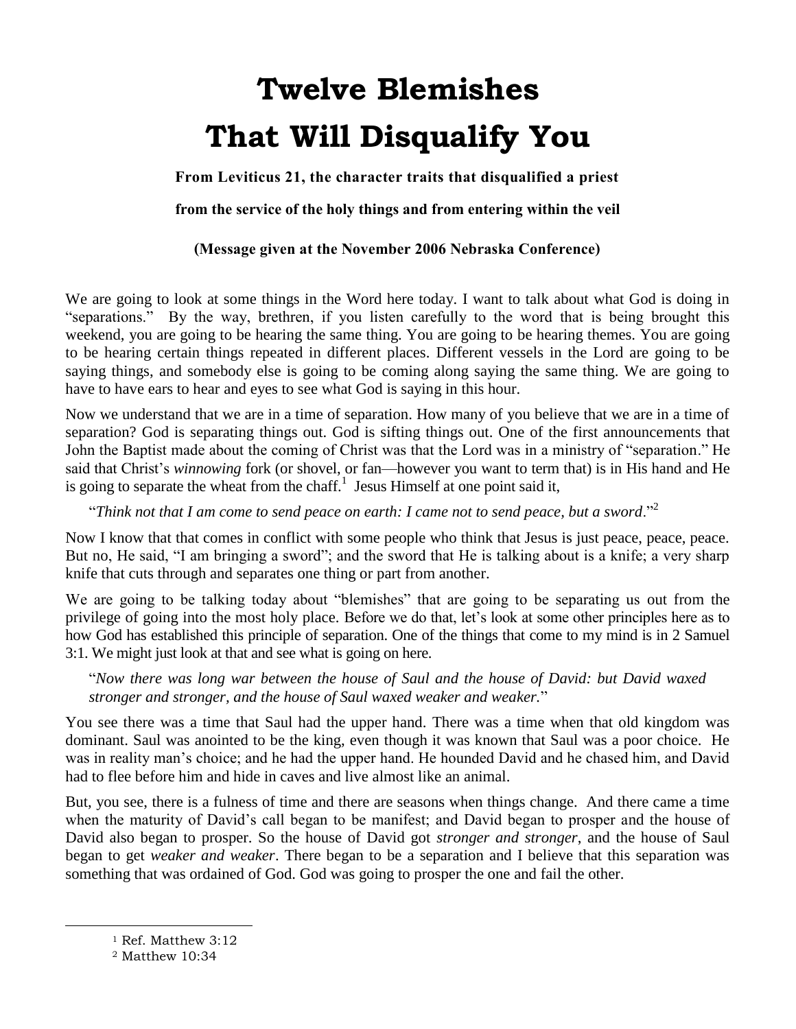# Twelve Blemishes That Will Disqualify You

**From Leviticus 21, the character traits that disqualified a priest**

**from the service of the holy things and from entering within the veil**

**(Message given at the November 2006 Nebraska Conference)**

We are going to look at some things in the Word here today. I want to talk about what God is doing in "separations." By the way, brethren, if you listen carefully to the word that is being brought this weekend, you are going to be hearing the same thing. You are going to be hearing themes. You are going to be hearing certain things repeated in different places. Different vessels in the Lord are going to be saying things, and somebody else is going to be coming along saying the same thing. We are going to have to have ears to hear and eyes to see what God is saying in this hour.

Now we understand that we are in a time of separation. How many of you believe that we are in a time of separation? God is separating things out. God is sifting things out. One of the first announcements that John the Baptist made about the coming of Christ was that the Lord was in a ministry of "separation." He said that Christ's *winnowing* fork (or shovel, or fan—however you want to term that) is in His hand and He is going to separate the wheat from the chaff.[1] Jesus Himself at one point said it,

> "*Think not that I am come to send peace on earth: I came not to send peace, but a sword*."[2]

Now I know that that comes in conflict with some people who think that Jesus is just peace, peace, peace. But no, He said, "I am bringing a sword"; and the sword that He is talking about is a knife; a very sharp knife that cuts through and separates one thing or part from another.

We are going to be talking today about "blemishes" that are going to be separating us out from the privilege of going into the most holy place. Before we do that, let's look at some other principles here as to how God has established this principle of separation. One of the things that come to my mind is in 2 Samuel 3:1. We might just look at that and see what is going on here.

> "*Now there was long war between the house of Saul and the house of David: but David waxed stronger and stronger, and the house of Saul waxed weaker and weaker.*"

You see there was a time that Saul had the upper hand. There was a time when that old kingdom was dominant. Saul was anointed to be the king, even though it was known that Saul was a poor choice. He was in reality man's choice; and he had the upper hand. He hounded David and he chased him, and David had to flee before him and hide in caves and live almost like an animal.

But, you see, there is a fulness of time and there are seasons when things change. And there came a time when the maturity of David's call began to be manifest; and David began to prosper and the house of David also began to prosper. So the house of David got *stronger and stronger*, and the house of Saul began to get *weaker and weaker*. There began to be a separation and I believe that this separation was something that was ordained of God. God was going to prosper the one and fail the other.

---

[1] Ref. Matthew 3:12

[2] Matthew 10:34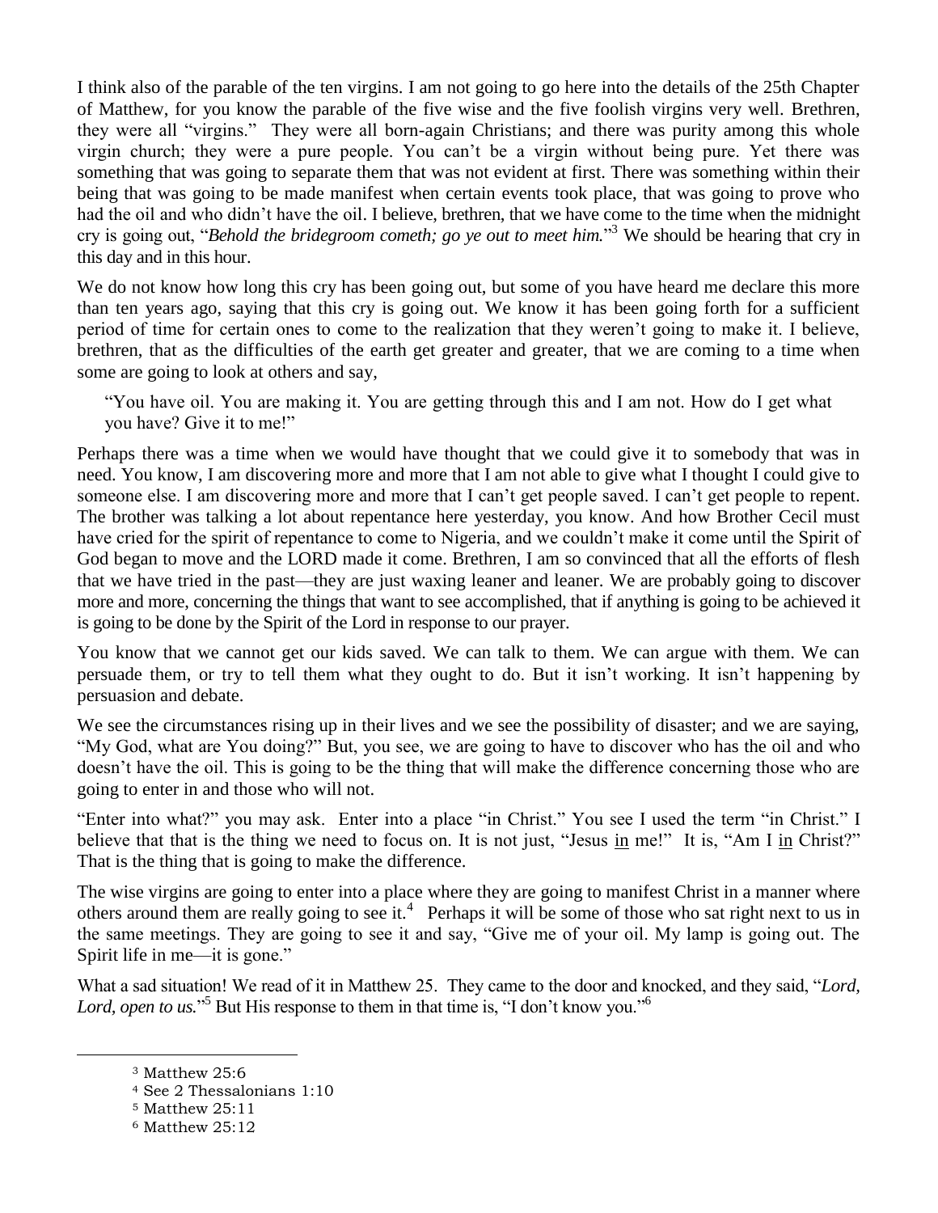I think also of the parable of the ten virgins. I am not going to go here into the details of the 25th Chapter of Matthew, for you know the parable of the five wise and the five foolish virgins very well. Brethren, they were all "virgins." They were all born-again Christians; and there was purity among this whole virgin church; they were a pure people. You can't be a virgin without being pure. Yet there was something that was going to separate them that was not evident at first. There was something within their being that was going to be made manifest when certain events took place, that was going to prove who had the oil and who didn't have the oil. I believe, brethren, that we have come to the time when the midnight cry is going out, "*Behold the bridegroom cometh; go ye out to meet him.*"[3] We should be hearing that cry in this day and in this hour.

We do not know how long this cry has been going out, but some of you have heard me declare this more than ten years ago, saying that this cry is going out. We know it has been going forth for a sufficient period of time for certain ones to come to the realization that they weren't going to make it. I believe, brethren, that as the difficulties of the earth get greater and greater, that we are coming to a time when some are going to look at others and say,

> "You have oil. You are making it. You are getting through this and I am not. How do I get what you have? Give it to me!"

Perhaps there was a time when we would have thought that we could give it to somebody that was in need. You know, I am discovering more and more that I am not able to give what I thought I could give to someone else. I am discovering more and more that I can't get people saved. I can't get people to repent. The brother was talking a lot about repentance here yesterday, you know. And how Brother Cecil must have cried for the spirit of repentance to come to Nigeria, and we couldn't make it come until the Spirit of God began to move and the LORD made it come. Brethren, I am so convinced that all the efforts of flesh that we have tried in the past—they are just waxing leaner and leaner. We are probably going to discover more and more, concerning the things that want to see accomplished, that if anything is going to be achieved it is going to be done by the Spirit of the Lord in response to our prayer.

You know that we cannot get our kids saved. We can talk to them. We can argue with them. We can persuade them, or try to tell them what they ought to do. But it isn't working. It isn't happening by persuasion and debate.

We see the circumstances rising up in their lives and we see the possibility of disaster; and we are saying, "My God, what are You doing?" But, you see, we are going to have to discover who has the oil and who doesn't have the oil. This is going to be the thing that will make the difference concerning those who are going to enter in and those who will not.

"Enter into what?" you may ask. Enter into a place "in Christ." You see I used the term "in Christ." I believe that that is the thing we need to focus on. It is not just, "Jesus <u>in</u> me!" It is, "Am I <u>in</u> Christ?" That is the thing that is going to make the difference.

The wise virgins are going to enter into a place where they are going to manifest Christ in a manner where others around them are really going to see it.[4] Perhaps it will be some of those who sat right next to us in the same meetings. They are going to see it and say, "Give me of your oil. My lamp is going out. The Spirit life in me—it is gone."

What a sad situation! We read of it in Matthew 25. They came to the door and knocked, and they said, "*Lord, Lord, open to us.*"[5] But His response to them in that time is, "I don't know you."[6]

---

[3] Matthew 25:6

[4] See 2 Thessalonians 1:10

[5] Matthew 25:11

[6] Matthew 25:12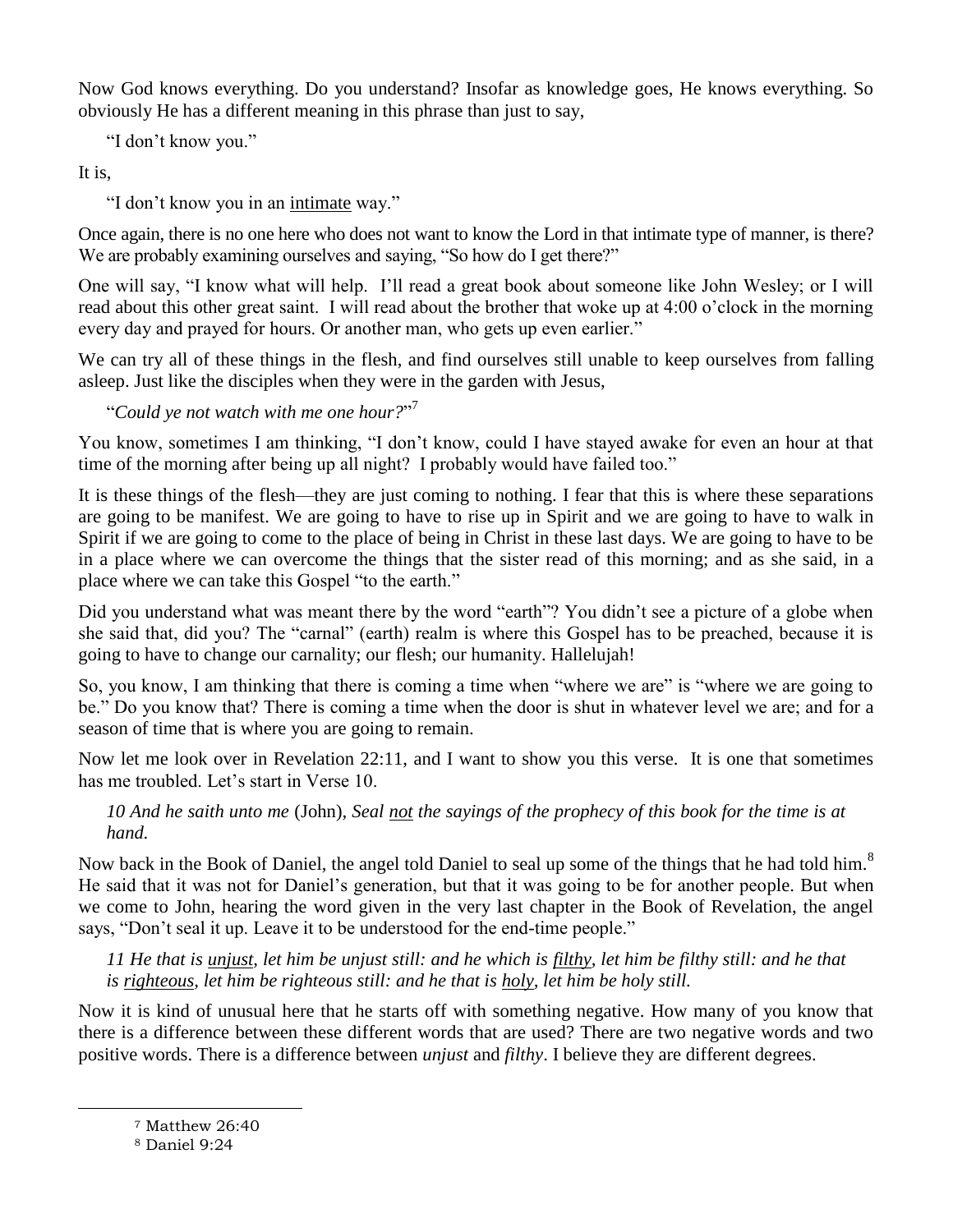Now God knows everything. Do you understand? Insofar as knowledge goes, He knows everything. So obviously He has a different meaning in this phrase than just to say,

> "I don't know you."

It is,

> "I don't know you in an <u>intimate</u> way."

Once again, there is no one here who does not want to know the Lord in that intimate type of manner, is there? We are probably examining ourselves and saying, "So how do I get there?"

One will say, "I know what will help. I'll read a great book about someone like John Wesley; or I will read about this other great saint. I will read about the brother that woke up at 4:00 o'clock in the morning every day and prayed for hours. Or another man, who gets up even earlier."

We can try all of these things in the flesh, and find ourselves still unable to keep ourselves from falling asleep. Just like the disciples when they were in the garden with Jesus,

> "*Could ye not watch with me one hour?*"[7]

You know, sometimes I am thinking, "I don't know, could I have stayed awake for even an hour at that time of the morning after being up all night? I probably would have failed too."

It is these things of the flesh—they are just coming to nothing. I fear that this is where these separations are going to be manifest. We are going to have to rise up in Spirit and we are going to have to walk in Spirit if we are going to come to the place of being in Christ in these last days. We are going to have to be in a place where we can overcome the things that the sister read of this morning; and as she said, in a place where we can take this Gospel "to the earth."

Did you understand what was meant there by the word "earth"? You didn't see a picture of a globe when she said that, did you? The "carnal" (earth) realm is where this Gospel has to be preached, because it is going to have to change our carnality; our flesh; our humanity. Hallelujah!

So, you know, I am thinking that there is coming a time when "where we are" is "where we are going to be." Do you know that? There is coming a time when the door is shut in whatever level we are; and for a season of time that is where you are going to remain.

Now let me look over in Revelation 22:11, and I want to show you this verse. It is one that sometimes has me troubled. Let's start in Verse 10.

> *10 And he saith unto me* (John), *Seal <u>not</u> the sayings of the prophecy of this book for the time is at hand.*

Now back in the Book of Daniel, the angel told Daniel to seal up some of the things that he had told him.[8] He said that it was not for Daniel's generation, but that it was going to be for another people. But when we come to John, hearing the word given in the very last chapter in the Book of Revelation, the angel says, "Don't seal it up. Leave it to be understood for the end-time people."

> *11 He that is <u>unjust</u>, let him be unjust still: and he which is <u>filthy</u>, let him be filthy still: and he that is <u>righteous</u>, let him be righteous still: and he that is <u>holy</u>, let him be holy still.*

Now it is kind of unusual here that he starts off with something negative. How many of you know that there is a difference between these different words that are used? There are two negative words and two positive words. There is a difference between *unjust* and *filthy*. I believe they are different degrees.

---

[7] Matthew 26:40

[8] Daniel 9:24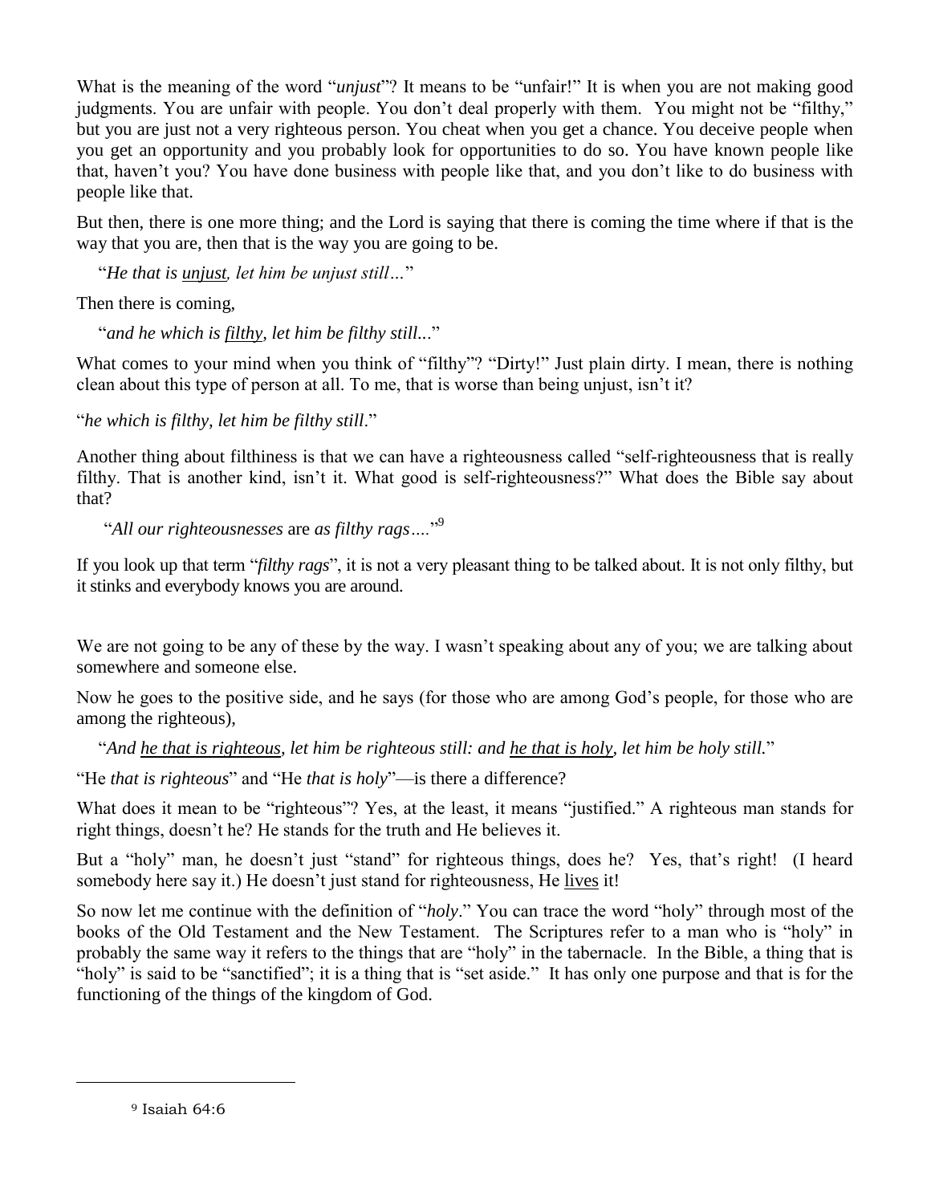What is the meaning of the word "*unjust*"? It means to be "unfair!" It is when you are not making good judgments. You are unfair with people. You don't deal properly with them. You might not be "filthy," but you are just not a very righteous person. You cheat when you get a chance. You deceive people when you get an opportunity and you probably look for opportunities to do so. You have known people like that, haven't you? You have done business with people like that, and you don't like to do business with people like that.

But then, there is one more thing; and the Lord is saying that there is coming the time where if that is the way that you are, then that is the way you are going to be.

"*He that is <u>unjust</u>, let him be unjust still…*"

Then there is coming,

"*and he which is <u>filthy</u>, let him be filthy still...*"

What comes to your mind when you think of "filthy"? "Dirty!" Just plain dirty. I mean, there is nothing clean about this type of person at all. To me, that is worse than being unjust, isn't it?

"*he which is filthy, let him be filthy still*."

Another thing about filthiness is that we can have a righteousness called "self-righteousness that is really filthy. That is another kind, isn't it. What good is self-righteousness?" What does the Bible say about that?

"*All our righteousnesses* are *as filthy rags….*"[9]

If you look up that term "*filthy rags*", it is not a very pleasant thing to be talked about. It is not only filthy, but it stinks and everybody knows you are around.

We are not going to be any of these by the way. I wasn't speaking about any of you; we are talking about somewhere and someone else.

Now he goes to the positive side, and he says (for those who are among God's people, for those who are among the righteous),

"*And <u>he that is righteous</u>, let him be righteous still: and <u>he that is holy</u>, let him be holy still.*"

"He *that is righteous*" and "He *that is holy*"—is there a difference?

What does it mean to be "righteous"? Yes, at the least, it means "justified." A righteous man stands for right things, doesn't he? He stands for the truth and He believes it.

But a "holy" man, he doesn't just "stand" for righteous things, does he? Yes, that's right! (I heard somebody here say it.) He doesn't just stand for righteousness, He <u>lives</u> it!

So now let me continue with the definition of "*holy*." You can trace the word "holy" through most of the books of the Old Testament and the New Testament. The Scriptures refer to a man who is "holy" in probably the same way it refers to the things that are "holy" in the tabernacle. In the Bible, a thing that is "holy" is said to be "sanctified"; it is a thing that is "set aside." It has only one purpose and that is for the functioning of the things of the kingdom of God.

---

[9] Isaiah 64:6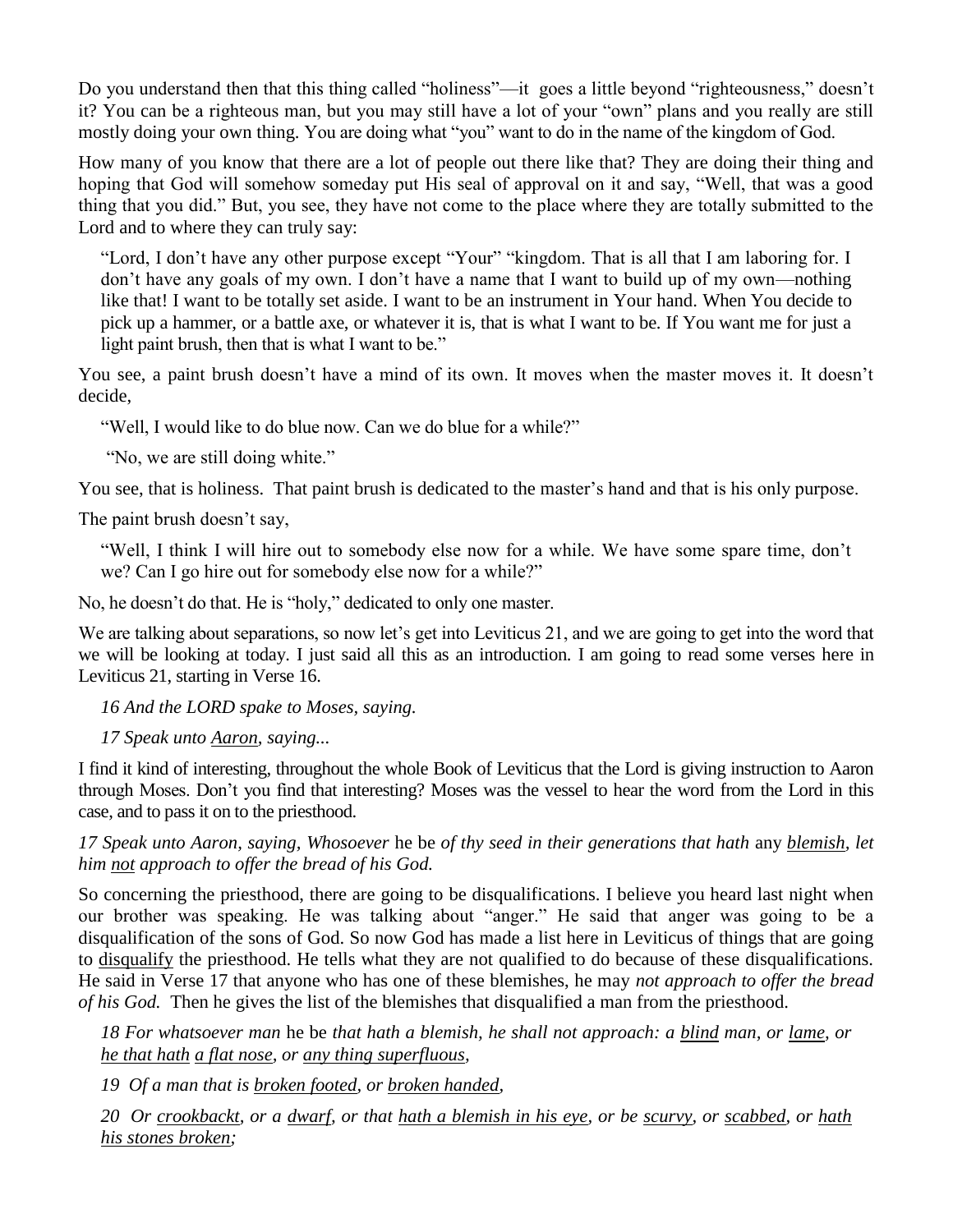Do you understand then that this thing called "holiness"—it goes a little beyond "righteousness," doesn't it? You can be a righteous man, but you may still have a lot of your "own" plans and you really are still mostly doing your own thing. You are doing what "you" want to do in the name of the kingdom of God.

How many of you know that there are a lot of people out there like that? They are doing their thing and hoping that God will somehow someday put His seal of approval on it and say, "Well, that was a good thing that you did." But, you see, they have not come to the place where they are totally submitted to the Lord and to where they can truly say:

> "Lord, I don't have any other purpose except "Your" "kingdom. That is all that I am laboring for. I don't have any goals of my own. I don't have a name that I want to build up of my own—nothing like that! I want to be totally set aside. I want to be an instrument in Your hand. When You decide to pick up a hammer, or a battle axe, or whatever it is, that is what I want to be. If You want me for just a light paint brush, then that is what I want to be."

You see, a paint brush doesn't have a mind of its own. It moves when the master moves it. It doesn't decide,

> "Well, I would like to do blue now. Can we do blue for a while?"
>
> "No, we are still doing white."

You see, that is holiness. That paint brush is dedicated to the master's hand and that is his only purpose.

The paint brush doesn't say,

> "Well, I think I will hire out to somebody else now for a while. We have some spare time, don't we? Can I go hire out for somebody else now for a while?"

No, he doesn't do that. He is "holy," dedicated to only one master.

We are talking about separations, so now let's get into Leviticus 21, and we are going to get into the word that we will be looking at today. I just said all this as an introduction. I am going to read some verses here in Leviticus 21, starting in Verse 16.

> *16 And the LORD spake to Moses, saying.*
>
> *17 Speak unto <u>Aaron</u>, saying...*

I find it kind of interesting, throughout the whole Book of Leviticus that the Lord is giving instruction to Aaron through Moses. Don't you find that interesting? Moses was the vessel to hear the word from the Lord in this case, and to pass it on to the priesthood.

*17 Speak unto Aaron, saying, Whosoever* he be *of thy seed in their generations that hath* any *<u>blemish</u>, let him <u>not</u> approach to offer the bread of his God.*

So concerning the priesthood, there are going to be disqualifications. I believe you heard last night when our brother was speaking. He was talking about "anger." He said that anger was going to be a disqualification of the sons of God. So now God has made a list here in Leviticus of things that are going to <u>disqualify</u> the priesthood. He tells what they are not qualified to do because of these disqualifications. He said in Verse 17 that anyone who has one of these blemishes, he may *not approach to offer the bread of his God.* Then he gives the list of the blemishes that disqualified a man from the priesthood.

> *18 For whatsoever man* he be *that hath a blemish, he shall not approach: a <u>blind</u> man, or <u>lame</u>, or <u>he that hath a flat nose</u>, or <u>any thing superfluous</u>,*
>
> *19 Of a man that is <u>broken footed</u>, or <u>broken handed</u>,*
>
> *20 Or <u>crookbackt</u>, or a <u>dwarf</u>, or that <u>hath a blemish in his eye</u>, or be <u>scurvy</u>, or <u>scabbed</u>, or <u>hath his stones broken</u>;*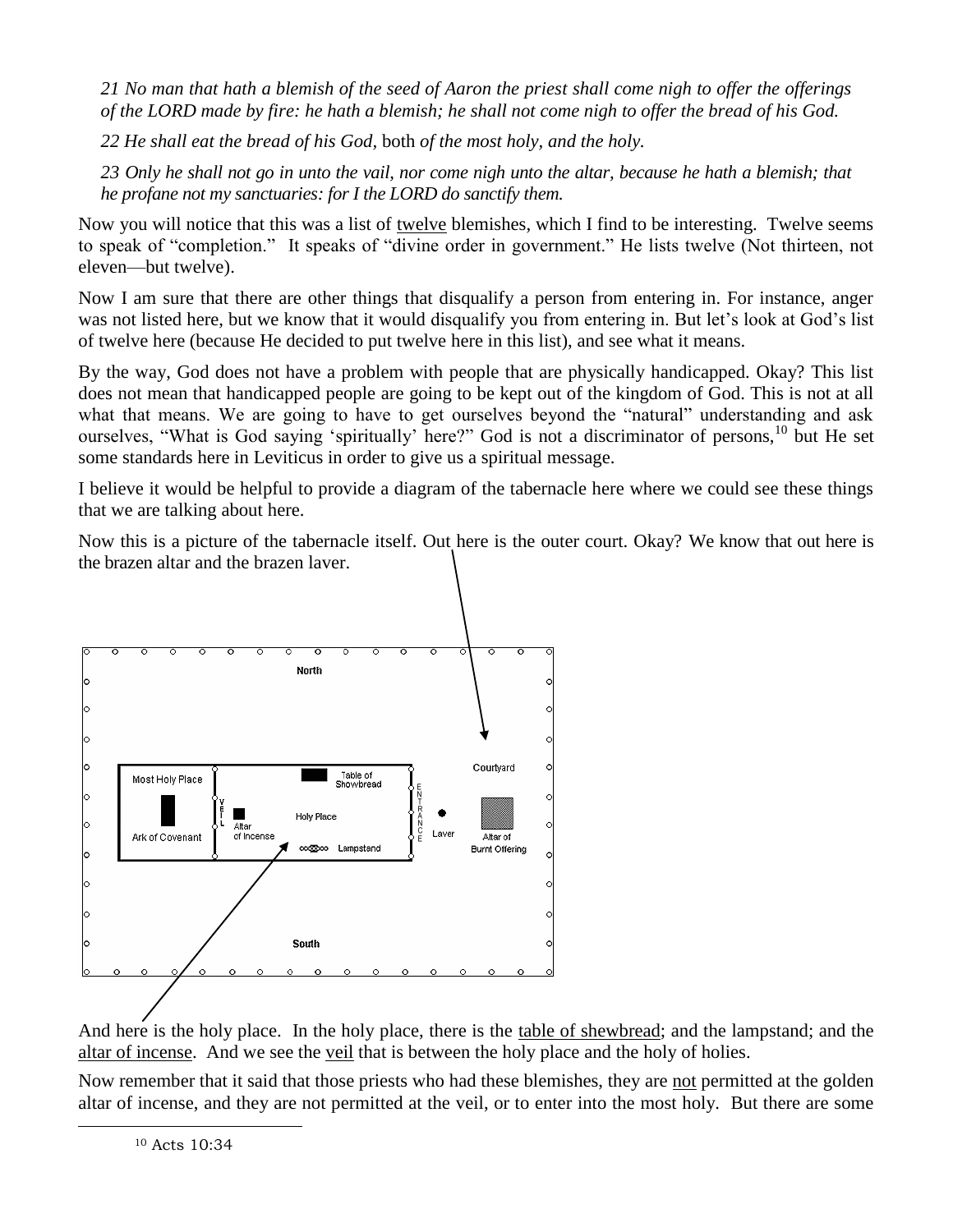*21 No man that hath a blemish of the seed of Aaron the priest shall come nigh to offer the offerings of the LORD made by fire: he hath a blemish; he shall not come nigh to offer the bread of his God.*

*22 He shall eat the bread of his God,* both *of the most holy, and the holy.*

*23 Only he shall not go in unto the vail, nor come nigh unto the altar, because he hath a blemish; that he profane not my sanctuaries: for I the LORD do sanctify them.*

Now you will notice that this was a list of twelve blemishes, which I find to be interesting. Twelve seems to speak of "completion." It speaks of "divine order in government." He lists twelve (Not thirteen, not eleven—but twelve).

Now I am sure that there are other things that disqualify a person from entering in. For instance, anger was not listed here, but we know that it would disqualify you from entering in. But let's look at God's list of twelve here (because He decided to put twelve here in this list), and see what it means.

By the way, God does not have a problem with people that are physically handicapped. Okay? This list does not mean that handicapped people are going to be kept out of the kingdom of God. This is not at all what that means. We are going to have to get ourselves beyond the "natural" understanding and ask ourselves, "What is God saying 'spiritually' here?" God is not a discriminator of persons,[10] but He set some standards here in Leviticus in order to give us a spiritual message.

I believe it would be helpful to provide a diagram of the tabernacle here where we could see these things that we are talking about here.

Now this is a picture of the tabernacle itself. Out here is the outer court. Okay? We know that out here is the brazen altar and the brazen laver.

North

Most Holy Place | Ark of Covenant | VEIL | Altar of Incense | Table of Showbread | Holy Place | Lampstand | ENTRANCE | Laver | Courtyard | Altar of Burnt Offering

South

And here is the holy place. In the holy place, there is the table of shewbread; and the lampstand; and the altar of incense. And we see the veil that is between the holy place and the holy of holies.

Now remember that it said that those priests who had these blemishes, they are not permitted at the golden altar of incense, and they are not permitted at the veil, or to enter into the most holy. But there are some

---

[10] Acts 10:34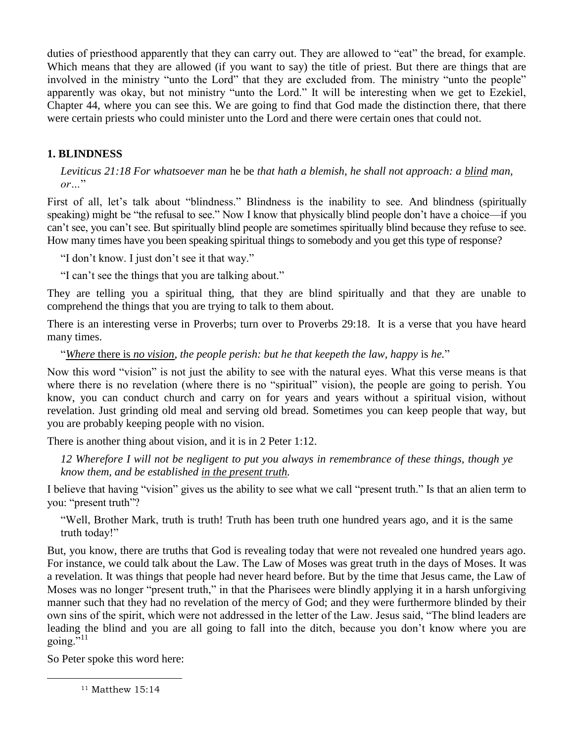duties of priesthood apparently that they can carry out. They are allowed to "eat" the bread, for example. Which means that they are allowed (if you want to say) the title of priest. But there are things that are involved in the ministry "unto the Lord" that they are excluded from. The ministry "unto the people" apparently was okay, but not ministry "unto the Lord." It will be interesting when we get to Ezekiel, Chapter 44, where you can see this. We are going to find that God made the distinction there, that there were certain priests who could minister unto the Lord and there were certain ones that could not.

### 1. BLINDNESS

> *Leviticus 21:18 For whatsoever man* he be *that hath a blemish, he shall not approach: a blind man, or…*"

First of all, let's talk about "blindness." Blindness is the inability to see. And blindness (spiritually speaking) might be "the refusal to see." Now I know that physically blind people don't have a choice—if you can't see, you can't see. But spiritually blind people are sometimes spiritually blind because they refuse to see. How many times have you been speaking spiritual things to somebody and you get this type of response?

> "I don't know. I just don't see it that way."
>
> "I can't see the things that you are talking about."

They are telling you a spiritual thing, that they are blind spiritually and that they are unable to comprehend the things that you are trying to talk to them about.

There is an interesting verse in Proverbs; turn over to Proverbs 29:18. It is a verse that you have heard many times.

> "*Where* there is *no vision, the people perish: but he that keepeth the law, happy* is *he.*"

Now this word "vision" is not just the ability to see with the natural eyes. What this verse means is that where there is no revelation (where there is no "spiritual" vision), the people are going to perish. You know, you can conduct church and carry on for years and years without a spiritual vision, without revelation. Just grinding old meal and serving old bread. Sometimes you can keep people that way, but you are probably keeping people with no vision.

There is another thing about vision, and it is in 2 Peter 1:12.

> *12 Wherefore I will not be negligent to put you always in remembrance of these things, though ye know them, and be established in the present truth.*

I believe that having "vision" gives us the ability to see what we call "present truth." Is that an alien term to you: "present truth"?

> "Well, Brother Mark, truth is truth! Truth has been truth one hundred years ago, and it is the same truth today!"

But, you know, there are truths that God is revealing today that were not revealed one hundred years ago. For instance, we could talk about the Law. The Law of Moses was great truth in the days of Moses. It was a revelation. It was things that people had never heard before. But by the time that Jesus came, the Law of Moses was no longer "present truth," in that the Pharisees were blindly applying it in a harsh unforgiving manner such that they had no revelation of the mercy of God; and they were furthermore blinded by their own sins of the spirit, which were not addressed in the letter of the Law. Jesus said, "The blind leaders are leading the blind and you are all going to fall into the ditch, because you don't know where you are going."[11]

So Peter spoke this word here:

[11] Matthew 15:14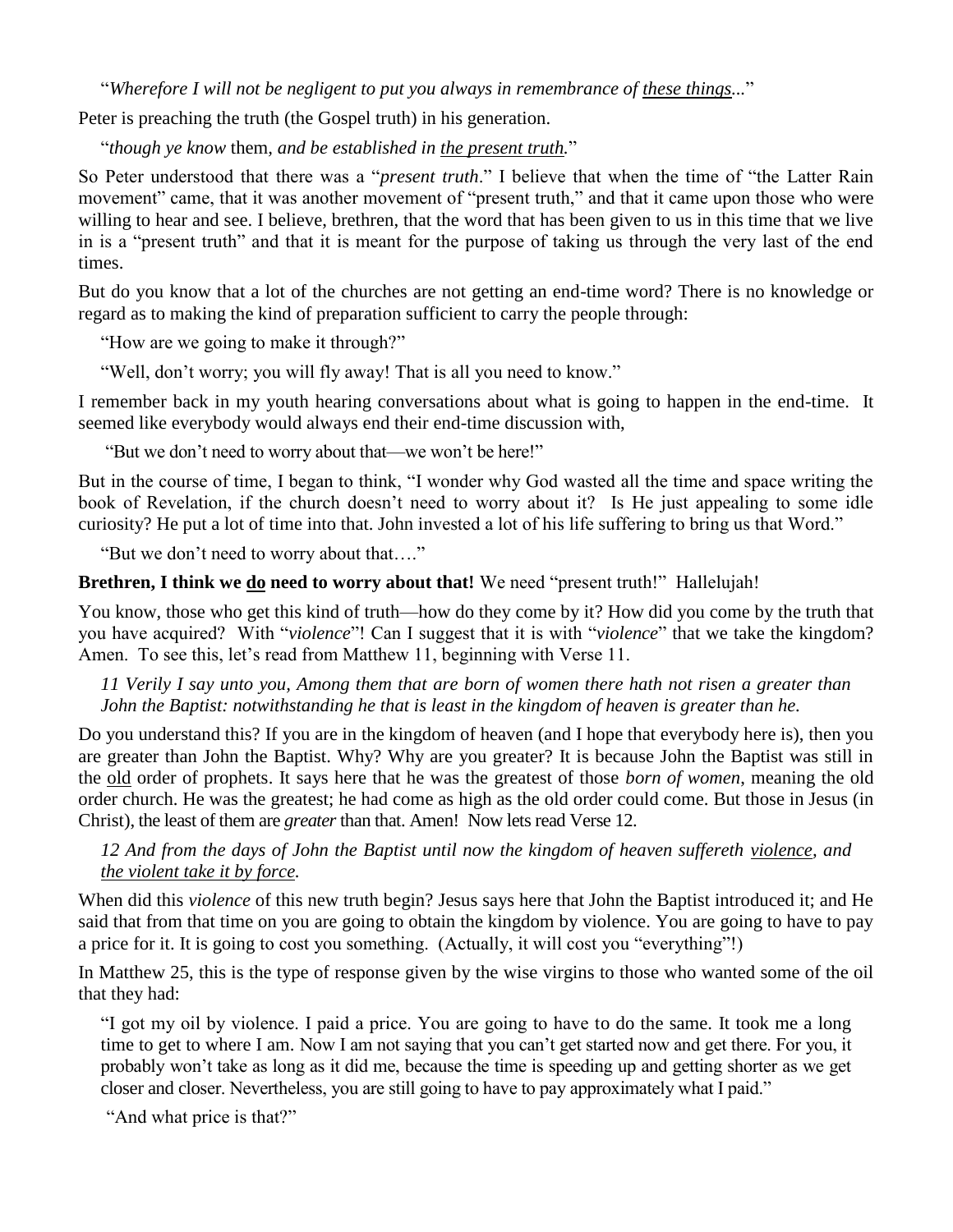"*Wherefore I will not be negligent to put you always in remembrance of these things...*"

Peter is preaching the truth (the Gospel truth) in his generation.

"*though ye know* them*, and be established in the present truth.*"

So Peter understood that there was a "*present truth*." I believe that when the time of "the Latter Rain movement" came, that it was another movement of "present truth," and that it came upon those who were willing to hear and see. I believe, brethren, that the word that has been given to us in this time that we live in is a "present truth" and that it is meant for the purpose of taking us through the very last of the end times.

But do you know that a lot of the churches are not getting an end-time word? There is no knowledge or regard as to making the kind of preparation sufficient to carry the people through:

"How are we going to make it through?"

"Well, don't worry; you will fly away! That is all you need to know."

I remember back in my youth hearing conversations about what is going to happen in the end-time. It seemed like everybody would always end their end-time discussion with,

"But we don't need to worry about that—we won't be here!"

But in the course of time, I began to think, "I wonder why God wasted all the time and space writing the book of Revelation, if the church doesn't need to worry about it? Is He just appealing to some idle curiosity? He put a lot of time into that. John invested a lot of his life suffering to bring us that Word."

"But we don't need to worry about that…."

**Brethren, I think we do need to worry about that!** We need "present truth!" Hallelujah!

You know, those who get this kind of truth—how do they come by it? How did you come by the truth that you have acquired? With "*violence*"! Can I suggest that it is with "*violence*" that we take the kingdom? Amen. To see this, let's read from Matthew 11, beginning with Verse 11.

*11 Verily I say unto you, Among them that are born of women there hath not risen a greater than John the Baptist: notwithstanding he that is least in the kingdom of heaven is greater than he.*

Do you understand this? If you are in the kingdom of heaven (and I hope that everybody here is), then you are greater than John the Baptist. Why? Why are you greater? It is because John the Baptist was still in the old order of prophets. It says here that he was the greatest of those *born of women*, meaning the old order church. He was the greatest; he had come as high as the old order could come. But those in Jesus (in Christ), the least of them are *greater* than that. Amen! Now lets read Verse 12.

*12 And from the days of John the Baptist until now the kingdom of heaven suffereth violence, and the violent take it by force.*

When did this *violence* of this new truth begin? Jesus says here that John the Baptist introduced it; and He said that from that time on you are going to obtain the kingdom by violence. You are going to have to pay a price for it. It is going to cost you something. (Actually, it will cost you "everything"!)

In Matthew 25, this is the type of response given by the wise virgins to those who wanted some of the oil that they had:

"I got my oil by violence. I paid a price. You are going to have to do the same. It took me a long time to get to where I am. Now I am not saying that you can't get started now and get there. For you, it probably won't take as long as it did me, because the time is speeding up and getting shorter as we get closer and closer. Nevertheless, you are still going to have to pay approximately what I paid."

"And what price is that?"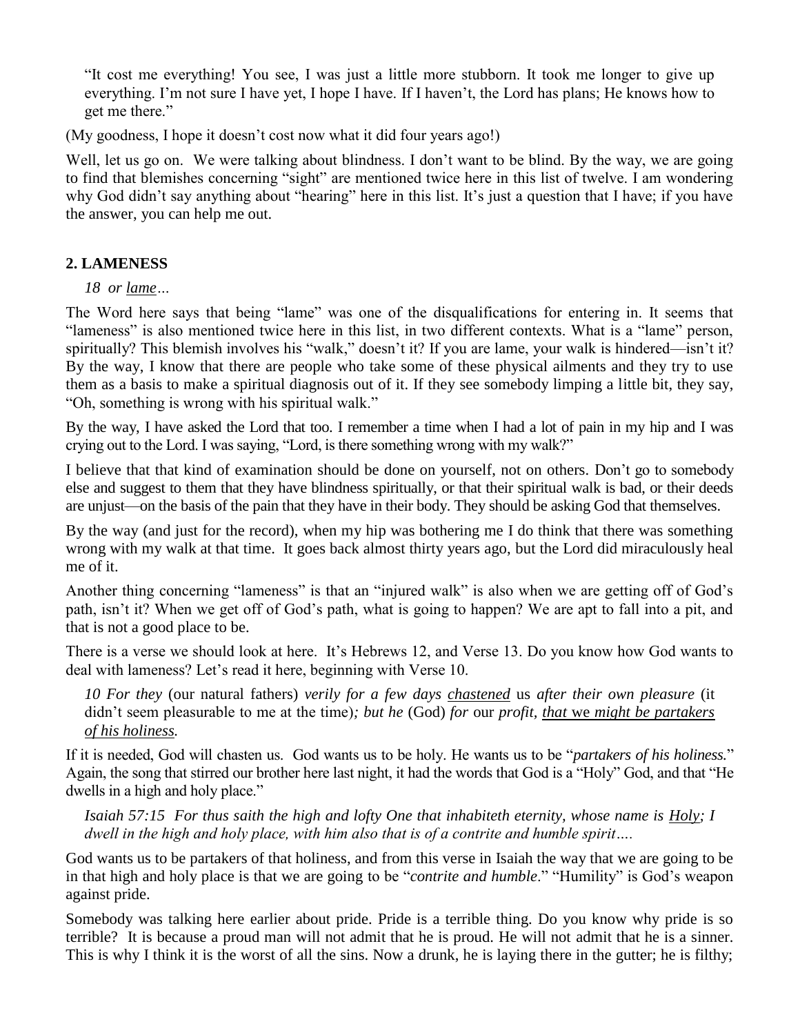> "It cost me everything! You see, I was just a little more stubborn. It took me longer to give up everything. I'm not sure I have yet, I hope I have. If I haven't, the Lord has plans; He knows how to get me there."

(My goodness, I hope it doesn't cost now what it did four years ago!)

Well, let us go on. We were talking about blindness. I don't want to be blind. By the way, we are going to find that blemishes concerning "sight" are mentioned twice here in this list of twelve. I am wondering why God didn't say anything about "hearing" here in this list. It's just a question that I have; if you have the answer, you can help me out.

## 2. LAMENESS

> *18 or lame…*

The Word here says that being "lame" was one of the disqualifications for entering in. It seems that "lameness" is also mentioned twice here in this list, in two different contexts. What is a "lame" person, spiritually? This blemish involves his "walk," doesn't it? If you are lame, your walk is hindered—isn't it? By the way, I know that there are people who take some of these physical ailments and they try to use them as a basis to make a spiritual diagnosis out of it. If they see somebody limping a little bit, they say, "Oh, something is wrong with his spiritual walk."

By the way, I have asked the Lord that too. I remember a time when I had a lot of pain in my hip and I was crying out to the Lord. I was saying, "Lord, is there something wrong with my walk?"

I believe that that kind of examination should be done on yourself, not on others. Don't go to somebody else and suggest to them that they have blindness spiritually, or that their spiritual walk is bad, or their deeds are unjust—on the basis of the pain that they have in their body. They should be asking God that themselves.

By the way (and just for the record), when my hip was bothering me I do think that there was something wrong with my walk at that time. It goes back almost thirty years ago, but the Lord did miraculously heal me of it.

Another thing concerning "lameness" is that an "injured walk" is also when we are getting off of God's path, isn't it? When we get off of God's path, what is going to happen? We are apt to fall into a pit, and that is not a good place to be.

There is a verse we should look at here. It's Hebrews 12, and Verse 13. Do you know how God wants to deal with lameness? Let's read it here, beginning with Verse 10.

> *10 For they* (our natural fathers) *verily for a few days chastened* us *after their own pleasure* (it didn't seem pleasurable to me at the time)*; but he* (God) *for* our *profit, that* we *might be partakers of his holiness.*

If it is needed, God will chasten us. God wants us to be holy. He wants us to be "*partakers of his holiness.*" Again, the song that stirred our brother here last night, it had the words that God is a "Holy" God, and that "He dwells in a high and holy place."

> *Isaiah 57:15 For thus saith the high and lofty One that inhabiteth eternity, whose name is Holy; I dwell in the high and holy place, with him also that is of a contrite and humble spirit….*

God wants us to be partakers of that holiness, and from this verse in Isaiah the way that we are going to be in that high and holy place is that we are going to be "*contrite and humble*." "Humility" is God's weapon against pride.

Somebody was talking here earlier about pride. Pride is a terrible thing. Do you know why pride is so terrible? It is because a proud man will not admit that he is proud. He will not admit that he is a sinner. This is why I think it is the worst of all the sins. Now a drunk, he is laying there in the gutter; he is filthy;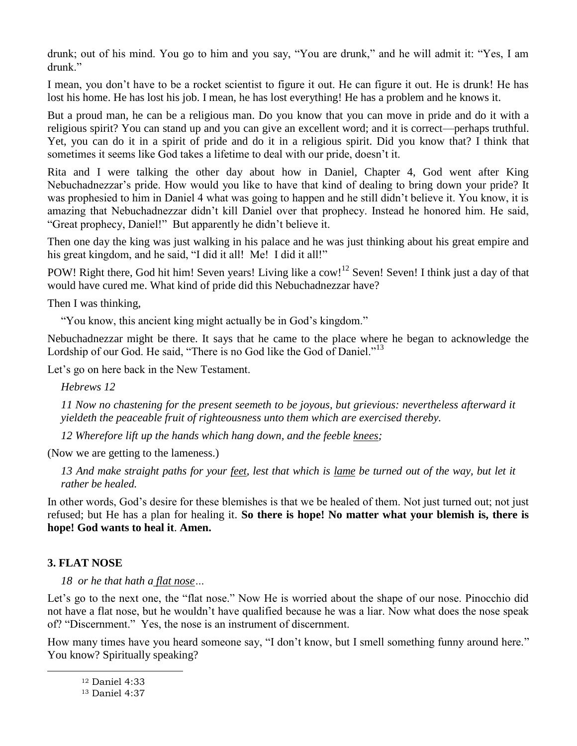drunk; out of his mind. You go to him and you say, "You are drunk," and he will admit it: "Yes, I am drunk."

I mean, you don't have to be a rocket scientist to figure it out. He can figure it out. He is drunk! He has lost his home. He has lost his job. I mean, he has lost everything! He has a problem and he knows it.

But a proud man, he can be a religious man. Do you know that you can move in pride and do it with a religious spirit? You can stand up and you can give an excellent word; and it is correct—perhaps truthful. Yet, you can do it in a spirit of pride and do it in a religious spirit. Did you know that? I think that sometimes it seems like God takes a lifetime to deal with our pride, doesn't it.

Rita and I were talking the other day about how in Daniel, Chapter 4, God went after King Nebuchadnezzar's pride. How would you like to have that kind of dealing to bring down your pride? It was prophesied to him in Daniel 4 what was going to happen and he still didn't believe it. You know, it is amazing that Nebuchadnezzar didn't kill Daniel over that prophecy. Instead he honored him. He said, "Great prophecy, Daniel!" But apparently he didn't believe it.

Then one day the king was just walking in his palace and he was just thinking about his great empire and his great kingdom, and he said, "I did it all! Me! I did it all!"

POW! Right there, God hit him! Seven years! Living like a cow![12] Seven! Seven! I think just a day of that would have cured me. What kind of pride did this Nebuchadnezzar have?

Then I was thinking,

> "You know, this ancient king might actually be in God's kingdom."

Nebuchadnezzar might be there. It says that he came to the place where he began to acknowledge the Lordship of our God. He said, "There is no God like the God of Daniel."[13]

Let's go on here back in the New Testament.

> *Hebrews 12*
>
> *11 Now no chastening for the present seemeth to be joyous, but grievious: nevertheless afterward it yieldeth the peaceable fruit of righteousness unto them which are exercised thereby.*
>
> *12 Wherefore lift up the hands which hang down, and the feeble <u>knees</u>;*

(Now we are getting to the lameness.)

> *13 And make straight paths for your <u>feet</u>, lest that which is <u>lame</u> be turned out of the way, but let it rather be healed.*

In other words, God's desire for these blemishes is that we be healed of them. Not just turned out; not just refused; but He has a plan for healing it. **So there is hope! No matter what your blemish is, there is hope! God wants to heal it**. **Amen.**

### 3. FLAT NOSE

> *18 or he that hath a <u>flat nose</u>…*

Let's go to the next one, the "flat nose." Now He is worried about the shape of our nose. Pinocchio did not have a flat nose, but he wouldn't have qualified because he was a liar. Now what does the nose speak of? "Discernment." Yes, the nose is an instrument of discernment.

How many times have you heard someone say, "I don't know, but I smell something funny around here." You know? Spiritually speaking?

---

[12] Daniel 4:33

[13] Daniel 4:37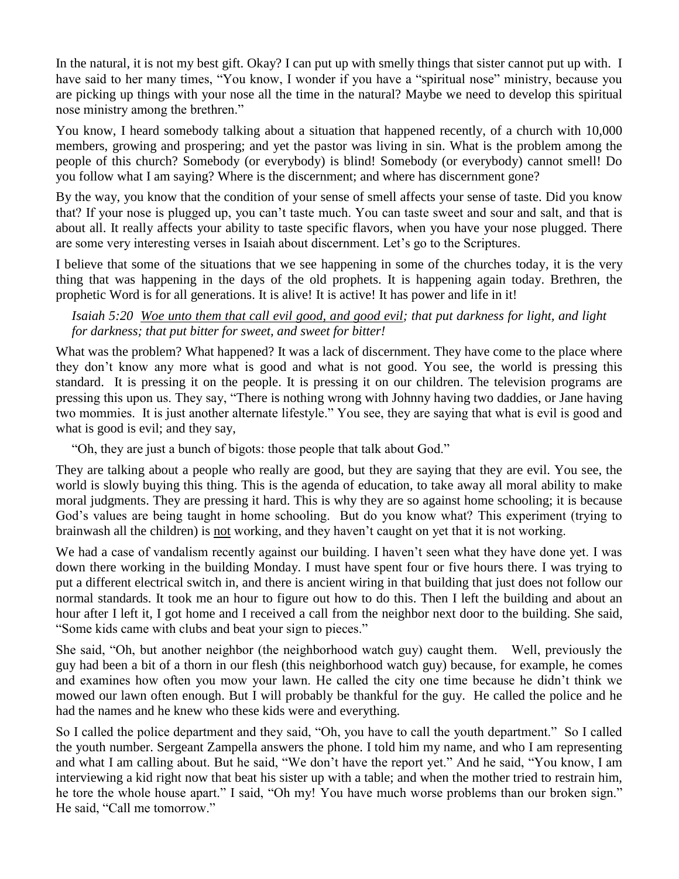In the natural, it is not my best gift. Okay? I can put up with smelly things that sister cannot put up with. I have said to her many times, "You know, I wonder if you have a "spiritual nose" ministry, because you are picking up things with your nose all the time in the natural? Maybe we need to develop this spiritual nose ministry among the brethren."

You know, I heard somebody talking about a situation that happened recently, of a church with 10,000 members, growing and prospering; and yet the pastor was living in sin. What is the problem among the people of this church? Somebody (or everybody) is blind! Somebody (or everybody) cannot smell! Do you follow what I am saying? Where is the discernment; and where has discernment gone?

By the way, you know that the condition of your sense of smell affects your sense of taste. Did you know that? If your nose is plugged up, you can't taste much. You can taste sweet and sour and salt, and that is about all. It really affects your ability to taste specific flavors, when you have your nose plugged. There are some very interesting verses in Isaiah about discernment. Let's go to the Scriptures.

I believe that some of the situations that we see happening in some of the churches today, it is the very thing that was happening in the days of the old prophets. It is happening again today. Brethren, the prophetic Word is for all generations. It is alive! It is active! It has power and life in it!

> *Isaiah 5:20 <u>Woe unto them that call evil good, and good evil</u>; that put darkness for light, and light for darkness; that put bitter for sweet, and sweet for bitter!*

What was the problem? What happened? It was a lack of discernment. They have come to the place where they don't know any more what is good and what is not good. You see, the world is pressing this standard. It is pressing it on the people. It is pressing it on our children. The television programs are pressing this upon us. They say, "There is nothing wrong with Johnny having two daddies, or Jane having two mommies. It is just another alternate lifestyle." You see, they are saying that what is evil is good and what is good is evil; and they say,

"Oh, they are just a bunch of bigots: those people that talk about God."

They are talking about a people who really are good, but they are saying that they are evil. You see, the world is slowly buying this thing. This is the agenda of education, to take away all moral ability to make moral judgments. They are pressing it hard. This is why they are so against home schooling; it is because God's values are being taught in home schooling. But do you know what? This experiment (trying to brainwash all the children) is <u>not</u> working, and they haven't caught on yet that it is not working.

We had a case of vandalism recently against our building. I haven't seen what they have done yet. I was down there working in the building Monday. I must have spent four or five hours there. I was trying to put a different electrical switch in, and there is ancient wiring in that building that just does not follow our normal standards. It took me an hour to figure out how to do this. Then I left the building and about an hour after I left it, I got home and I received a call from the neighbor next door to the building. She said, "Some kids came with clubs and beat your sign to pieces."

She said, "Oh, but another neighbor (the neighborhood watch guy) caught them. Well, previously the guy had been a bit of a thorn in our flesh (this neighborhood watch guy) because, for example, he comes and examines how often you mow your lawn. He called the city one time because he didn't think we mowed our lawn often enough. But I will probably be thankful for the guy. He called the police and he had the names and he knew who these kids were and everything.

So I called the police department and they said, "Oh, you have to call the youth department." So I called the youth number. Sergeant Zampella answers the phone. I told him my name, and who I am representing and what I am calling about. But he said, "We don't have the report yet." And he said, "You know, I am interviewing a kid right now that beat his sister up with a table; and when the mother tried to restrain him, he tore the whole house apart." I said, "Oh my! You have much worse problems than our broken sign." He said, "Call me tomorrow."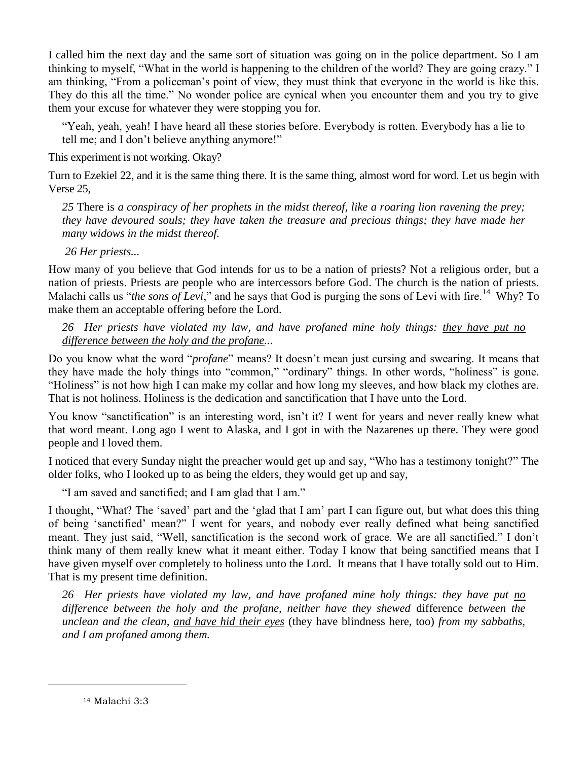I called him the next day and the same sort of situation was going on in the police department. So I am thinking to myself, "What in the world is happening to the children of the world? They are going crazy." I am thinking, "From a policeman's point of view, they must think that everyone in the world is like this. They do this all the time." No wonder police are cynical when you encounter them and you try to give them your excuse for whatever they were stopping you for.

> "Yeah, yeah, yeah! I have heard all these stories before. Everybody is rotten. Everybody has a lie to tell me; and I don't believe anything anymore!"

This experiment is not working. Okay?

Turn to Ezekiel 22, and it is the same thing there. It is the same thing, almost word for word. Let us begin with Verse 25,

> *25* There is *a conspiracy of her prophets in the midst thereof, like a roaring lion ravening the prey; they have devoured souls; they have taken the treasure and precious things; they have made her many widows in the midst thereof.*
>
> *26 Her <u>priests</u>...*

How many of you believe that God intends for us to be a nation of priests? Not a religious order, but a nation of priests. Priests are people who are intercessors before God. The church is the nation of priests. Malachi calls us "*the sons of Levi*," and he says that God is purging the sons of Levi with fire.[14] Why? To make them an acceptable offering before the Lord.

> *26 Her priests have violated my law, and have profaned mine holy things: <u>they have put no difference between the holy and the profane</u>...*

Do you know what the word "*profane*" means? It doesn't mean just cursing and swearing. It means that they have made the holy things into "common," "ordinary" things. In other words, "holiness" is gone. "Holiness" is not how high I can make my collar and how long my sleeves, and how black my clothes are. That is not holiness. Holiness is the dedication and sanctification that I have unto the Lord.

You know "sanctification" is an interesting word, isn't it? I went for years and never really knew what that word meant. Long ago I went to Alaska, and I got in with the Nazarenes up there. They were good people and I loved them.

I noticed that every Sunday night the preacher would get up and say, "Who has a testimony tonight?" The older folks, who I looked up to as being the elders, they would get up and say,

> "I am saved and sanctified; and I am glad that I am."

I thought, "What? The 'saved' part and the 'glad that I am' part I can figure out, but what does this thing of being 'sanctified' mean?" I went for years, and nobody ever really defined what being sanctified meant. They just said, "Well, sanctification is the second work of grace. We are all sanctified." I don't think many of them really knew what it meant either. Today I know that being sanctified means that I have given myself over completely to holiness unto the Lord. It means that I have totally sold out to Him. That is my present time definition.

> *26 Her priests have violated my law, and have profaned mine holy things: they have put <u>no</u> difference between the holy and the profane, neither have they shewed* difference *between the unclean and the clean, <u>and have hid their eyes</u>* (they have blindness here, too) *from my sabbaths, and I am profaned among them.*

---

[14] Malachi 3:3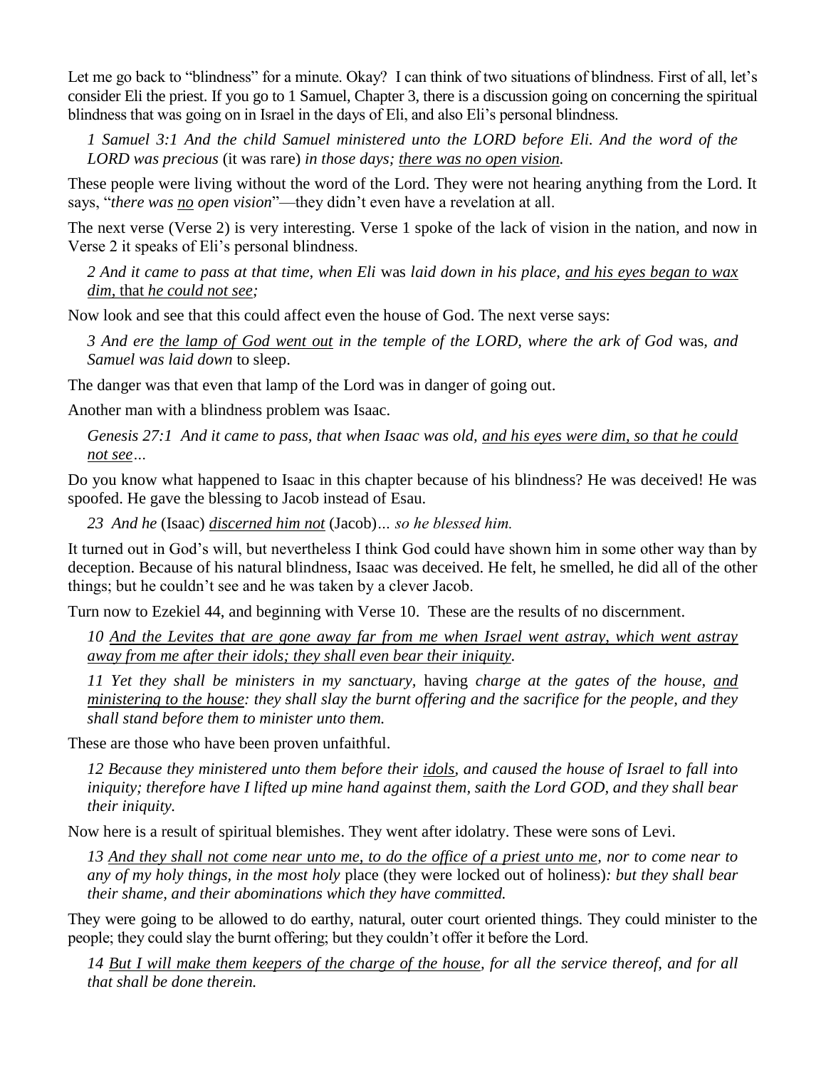Let me go back to "blindness" for a minute. Okay? I can think of two situations of blindness. First of all, let's consider Eli the priest. If you go to 1 Samuel, Chapter 3, there is a discussion going on concerning the spiritual blindness that was going on in Israel in the days of Eli, and also Eli's personal blindness.

> *1 Samuel 3:1 And the child Samuel ministered unto the LORD before Eli. And the word of the LORD was precious* (it was rare) *in those days; <u>there was no open vision</u>.*

These people were living without the word of the Lord. They were not hearing anything from the Lord. It says, "*there was <u>no</u> open vision*"—they didn't even have a revelation at all.

The next verse (Verse 2) is very interesting. Verse 1 spoke of the lack of vision in the nation, and now in Verse 2 it speaks of Eli's personal blindness.

> *2 And it came to pass at that time, when Eli* was *laid down in his place, <u>and his eyes began to wax dim,</u>* <u>that</u> <u>*he could not see*</u>*;*

Now look and see that this could affect even the house of God. The next verse says:

> *3 And ere <u>the lamp of God went out</u> in the temple of the LORD, where the ark of God* was, *and Samuel was laid down* to sleep.

The danger was that even that lamp of the Lord was in danger of going out.

Another man with a blindness problem was Isaac.

> *Genesis 27:1 And it came to pass, that when Isaac was old, <u>and his eyes were dim, so that he could not see</u>…*

Do you know what happened to Isaac in this chapter because of his blindness? He was deceived! He was spoofed. He gave the blessing to Jacob instead of Esau.

> *23 And he* (Isaac) *<u>discerned him not</u>* (Jacob)*… so he blessed him.*

It turned out in God's will, but nevertheless I think God could have shown him in some other way than by deception. Because of his natural blindness, Isaac was deceived. He felt, he smelled, he did all of the other things; but he couldn't see and he was taken by a clever Jacob.

Turn now to Ezekiel 44, and beginning with Verse 10. These are the results of no discernment.

> *10 <u>And the Levites that are gone away far from me when Israel went astray, which went astray away from me after their idols; they shall even bear their iniquity.</u>*

> *11 Yet they shall be ministers in my sanctuary,* having *charge at the gates of the house, <u>and ministering to the house</u>: they shall slay the burnt offering and the sacrifice for the people, and they shall stand before them to minister unto them.*

These are those who have been proven unfaithful.

> *12 Because they ministered unto them before their <u>idols</u>, and caused the house of Israel to fall into iniquity; therefore have I lifted up mine hand against them, saith the Lord GOD, and they shall bear their iniquity.*

Now here is a result of spiritual blemishes. They went after idolatry. These were sons of Levi.

> *13 <u>And they shall not come near unto me, to do the office of a priest unto me</u>, nor to come near to any of my holy things, in the most holy* place (they were locked out of holiness)*: but they shall bear their shame, and their abominations which they have committed.*

They were going to be allowed to do earthy, natural, outer court oriented things. They could minister to the people; they could slay the burnt offering; but they couldn't offer it before the Lord.

> *14 <u>But I will make them keepers of the charge of the house</u>, for all the service thereof, and for all that shall be done therein.*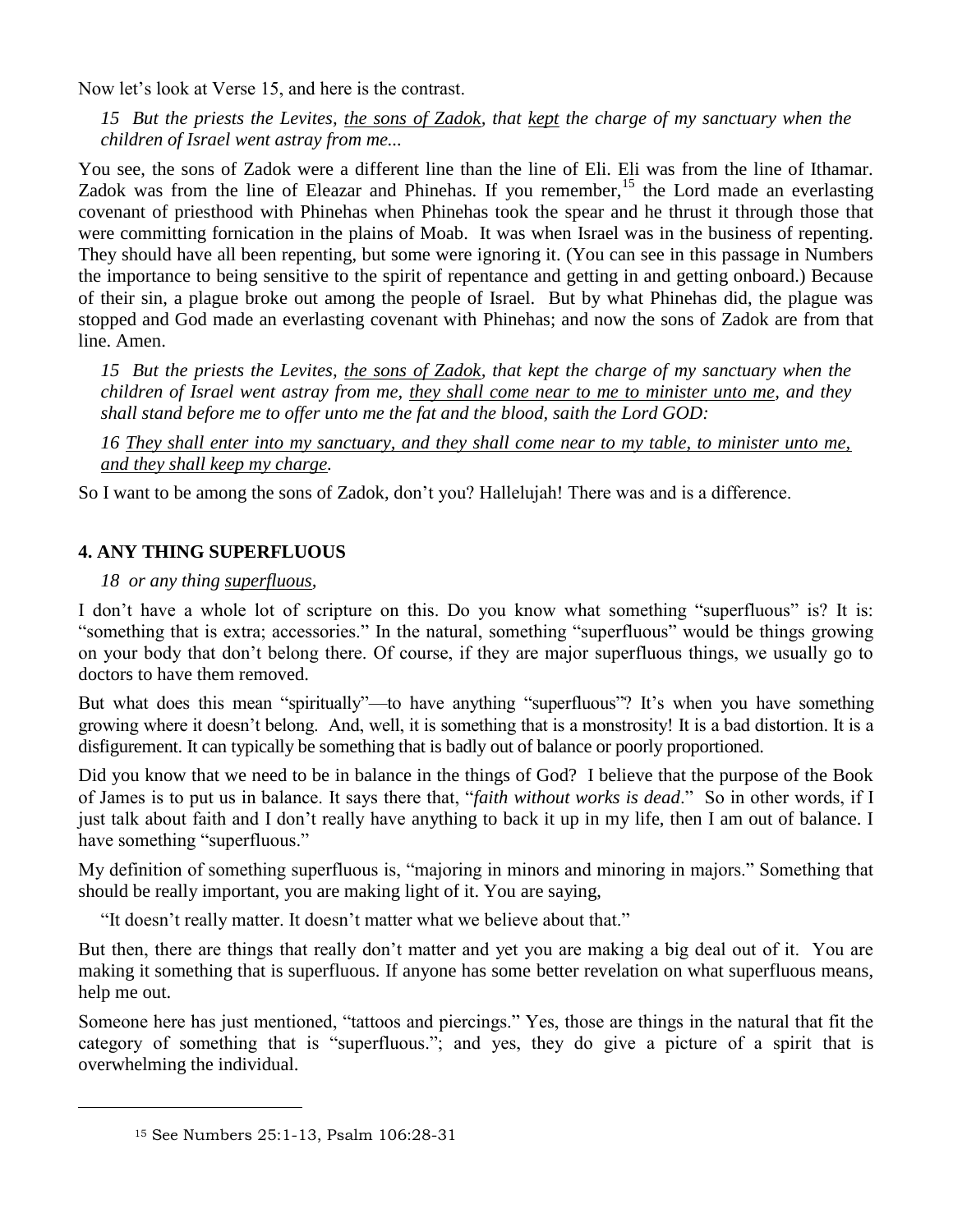Now let's look at Verse 15, and here is the contrast.

*15 But the priests the Levites, <u>the sons of Zadok</u>, that <u>kept</u> the charge of my sanctuary when the children of Israel went astray from me...*

You see, the sons of Zadok were a different line than the line of Eli. Eli was from the line of Ithamar. Zadok was from the line of Eleazar and Phinehas. If you remember,[15] the Lord made an everlasting covenant of priesthood with Phinehas when Phinehas took the spear and he thrust it through those that were committing fornication in the plains of Moab. It was when Israel was in the business of repenting. They should have all been repenting, but some were ignoring it. (You can see in this passage in Numbers the importance to being sensitive to the spirit of repentance and getting in and getting onboard.) Because of their sin, a plague broke out among the people of Israel. But by what Phinehas did, the plague was stopped and God made an everlasting covenant with Phinehas; and now the sons of Zadok are from that line. Amen.

*15 But the priests the Levites, <u>the sons of Zadok</u>, that kept the charge of my sanctuary when the children of Israel went astray from me, <u>they shall come near to me to minister unto me</u>, and they shall stand before me to offer unto me the fat and the blood, saith the Lord GOD:*

*16 <u>They shall enter into my sanctuary, and they shall come near to my table, to minister unto me, and they shall keep my charge</u>.*

So I want to be among the sons of Zadok, don't you? Hallelujah! There was and is a difference.

## 4. ANY THING SUPERFLUOUS

*18 or any thing <u>superfluous</u>,*

I don't have a whole lot of scripture on this. Do you know what something "superfluous" is? It is: "something that is extra; accessories." In the natural, something "superfluous" would be things growing on your body that don't belong there. Of course, if they are major superfluous things, we usually go to doctors to have them removed.

But what does this mean "spiritually"—to have anything "superfluous"? It's when you have something growing where it doesn't belong. And, well, it is something that is a monstrosity! It is a bad distortion. It is a disfigurement. It can typically be something that is badly out of balance or poorly proportioned.

Did you know that we need to be in balance in the things of God? I believe that the purpose of the Book of James is to put us in balance. It says there that, "*faith without works is dead*." So in other words, if I just talk about faith and I don't really have anything to back it up in my life, then I am out of balance. I have something "superfluous."

My definition of something superfluous is, "majoring in minors and minoring in majors." Something that should be really important, you are making light of it. You are saying,

"It doesn't really matter. It doesn't matter what we believe about that."

But then, there are things that really don't matter and yet you are making a big deal out of it. You are making it something that is superfluous. If anyone has some better revelation on what superfluous means, help me out.

Someone here has just mentioned, "tattoos and piercings." Yes, those are things in the natural that fit the category of something that is "superfluous."; and yes, they do give a picture of a spirit that is overwhelming the individual.

---

[15] See Numbers 25:1-13, Psalm 106:28-31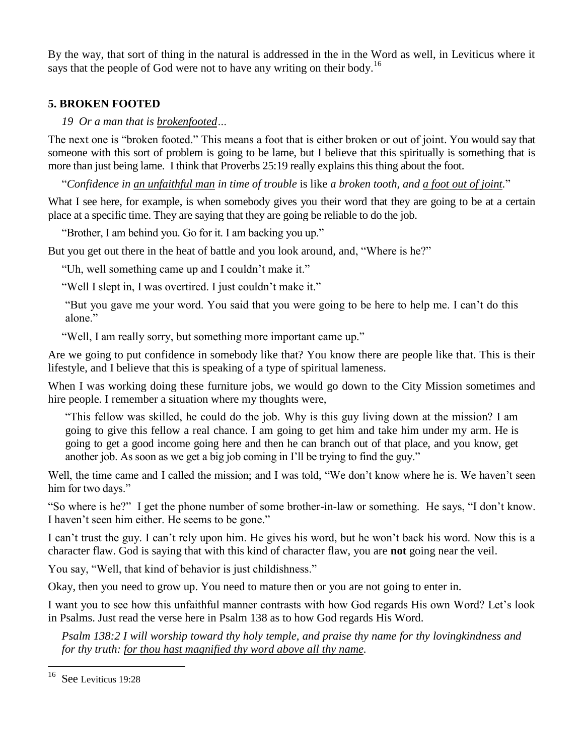By the way, that sort of thing in the natural is addressed in the in the Word as well, in Leviticus where it says that the people of God were not to have any writing on their body.[16]

### 5. BROKEN FOOTED

*19 Or a man that is <u>brokenfooted</u>…*

The next one is "broken footed." This means a foot that is either broken or out of joint. You would say that someone with this sort of problem is going to be lame, but I believe that this spiritually is something that is more than just being lame. I think that Proverbs 25:19 really explains this thing about the foot.

"*Confidence in <u>an unfaithful man</u> in time of trouble* is like *a broken tooth, and <u>a foot out of joint</u>.*"

What I see here, for example, is when somebody gives you their word that they are going to be at a certain place at a specific time. They are saying that they are going be reliable to do the job.

"Brother, I am behind you. Go for it. I am backing you up."

But you get out there in the heat of battle and you look around, and, "Where is he?"

"Uh, well something came up and I couldn't make it."

"Well I slept in, I was overtired. I just couldn't make it."

"But you gave me your word. You said that you were going to be here to help me. I can't do this alone."

"Well, I am really sorry, but something more important came up."

Are we going to put confidence in somebody like that? You know there are people like that. This is their lifestyle, and I believe that this is speaking of a type of spiritual lameness.

When I was working doing these furniture jobs, we would go down to the City Mission sometimes and hire people. I remember a situation where my thoughts were,

"This fellow was skilled, he could do the job. Why is this guy living down at the mission? I am going to give this fellow a real chance. I am going to get him and take him under my arm. He is going to get a good income going here and then he can branch out of that place, and you know, get another job. As soon as we get a big job coming in I'll be trying to find the guy."

Well, the time came and I called the mission; and I was told, "We don't know where he is. We haven't seen him for two days."

"So where is he?" I get the phone number of some brother-in-law or something. He says, "I don't know. I haven't seen him either. He seems to be gone."

I can't trust the guy. I can't rely upon him. He gives his word, but he won't back his word. Now this is a character flaw. God is saying that with this kind of character flaw, you are **not** going near the veil.

You say, "Well, that kind of behavior is just childishness."

Okay, then you need to grow up. You need to mature then or you are not going to enter in.

I want you to see how this unfaithful manner contrasts with how God regards His own Word? Let's look in Psalms. Just read the verse here in Psalm 138 as to how God regards His Word.

*Psalm 138:2 I will worship toward thy holy temple, and praise thy name for thy lovingkindness and for thy truth: <u>for thou hast magnified thy word above all thy name</u>.*

---

[16] See Leviticus 19:28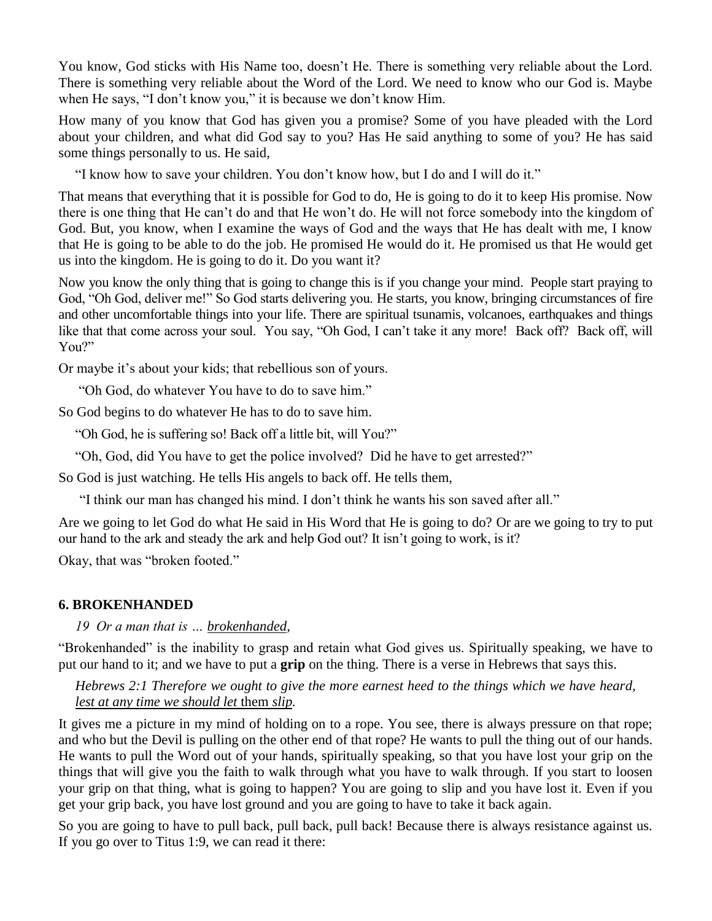You know, God sticks with His Name too, doesn't He. There is something very reliable about the Lord. There is something very reliable about the Word of the Lord. We need to know who our God is. Maybe when He says, "I don't know you," it is because we don't know Him.

How many of you know that God has given you a promise? Some of you have pleaded with the Lord about your children, and what did God say to you? Has He said anything to some of you? He has said some things personally to us. He said,

"I know how to save your children. You don't know how, but I do and I will do it."

That means that everything that it is possible for God to do, He is going to do it to keep His promise. Now there is one thing that He can't do and that He won't do. He will not force somebody into the kingdom of God. But, you know, when I examine the ways of God and the ways that He has dealt with me, I know that He is going to be able to do the job. He promised He would do it. He promised us that He would get us into the kingdom. He is going to do it. Do you want it?

Now you know the only thing that is going to change this is if you change your mind. People start praying to God, "Oh God, deliver me!" So God starts delivering you. He starts, you know, bringing circumstances of fire and other uncomfortable things into your life. There are spiritual tsunamis, volcanoes, earthquakes and things like that that come across your soul. You say, "Oh God, I can't take it any more! Back off? Back off, will You?"

Or maybe it's about your kids; that rebellious son of yours.

"Oh God, do whatever You have to do to save him."

So God begins to do whatever He has to do to save him.

"Oh God, he is suffering so! Back off a little bit, will You?"

"Oh, God, did You have to get the police involved? Did he have to get arrested?"

So God is just watching. He tells His angels to back off. He tells them,

"I think our man has changed his mind. I don't think he wants his son saved after all."

Are we going to let God do what He said in His Word that He is going to do? Or are we going to try to put our hand to the ark and steady the ark and help God out? It isn't going to work, is it?

Okay, that was "broken footed."

### 6. BROKENHANDED

*19 Or a man that is … brokenhanded,*

"Brokenhanded" is the inability to grasp and retain what God gives us. Spiritually speaking, we have to put our hand to it; and we have to put a **grip** on the thing. There is a verse in Hebrews that says this.

*Hebrews 2:1 Therefore we ought to give the more earnest heed to the things which we have heard, lest at any time we should let* them *slip.*

It gives me a picture in my mind of holding on to a rope. You see, there is always pressure on that rope; and who but the Devil is pulling on the other end of that rope? He wants to pull the thing out of our hands. He wants to pull the Word out of your hands, spiritually speaking, so that you have lost your grip on the things that will give you the faith to walk through what you have to walk through. If you start to loosen your grip on that thing, what is going to happen? You are going to slip and you have lost it. Even if you get your grip back, you have lost ground and you are going to have to take it back again.

So you are going to have to pull back, pull back, pull back! Because there is always resistance against us. If you go over to Titus 1:9, we can read it there: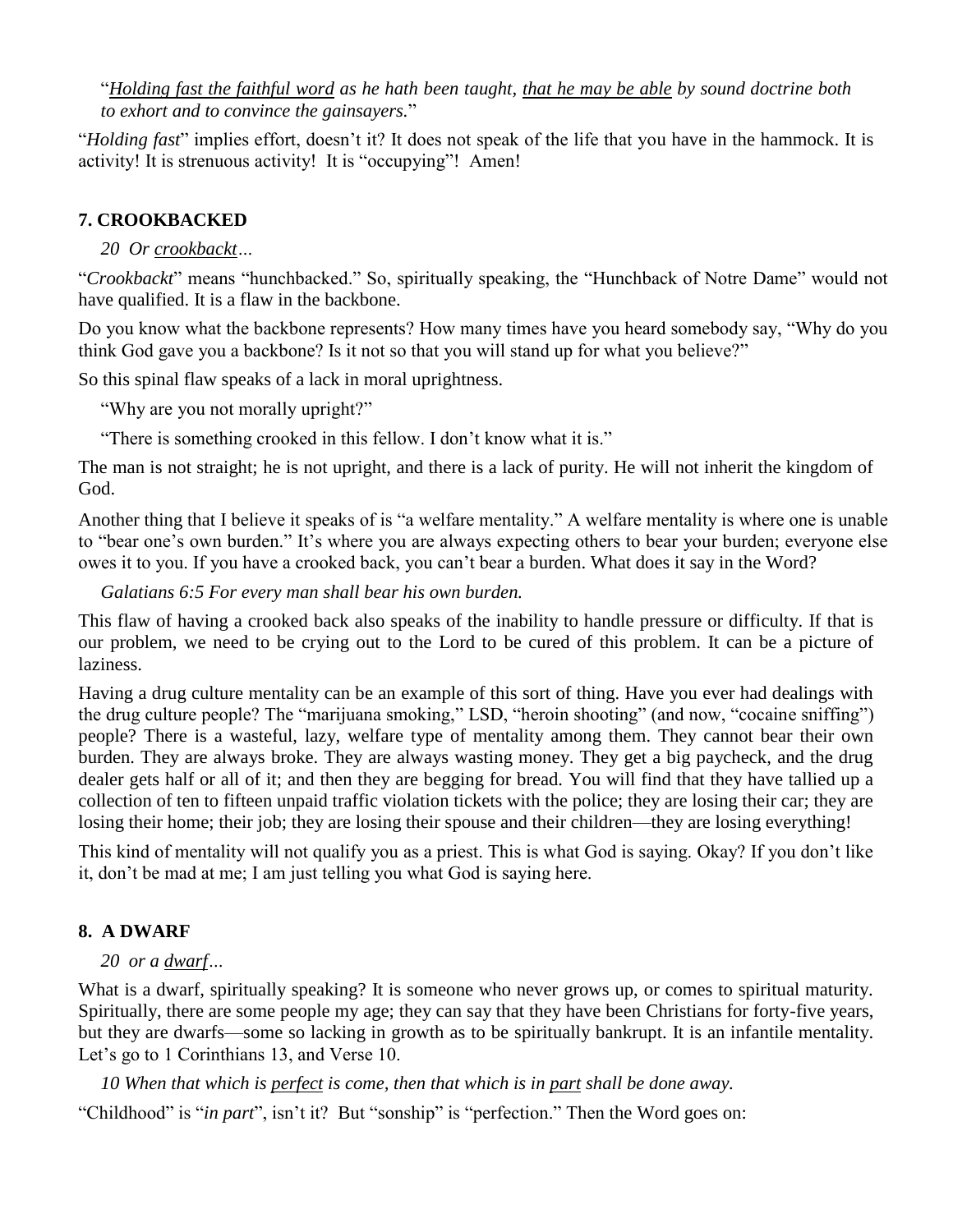> "*Holding fast the faithful word* *as he hath been taught,* *that he may be able* *by sound doctrine both to exhort and to convince the gainsayers.*"

"*Holding fast*" implies effort, doesn't it? It does not speak of the life that you have in the hammock. It is activity! It is strenuous activity! It is "occupying"! Amen!

### 7. CROOKBACKED

> *20 Or crookbackt…*

"*Crookbackt*" means "hunchbacked." So, spiritually speaking, the "Hunchback of Notre Dame" would not have qualified. It is a flaw in the backbone.

Do you know what the backbone represents? How many times have you heard somebody say, "Why do you think God gave you a backbone? Is it not so that you will stand up for what you believe?"

So this spinal flaw speaks of a lack in moral uprightness.

> "Why are you not morally upright?"
>
> "There is something crooked in this fellow. I don't know what it is."

The man is not straight; he is not upright, and there is a lack of purity. He will not inherit the kingdom of God.

Another thing that I believe it speaks of is "a welfare mentality." A welfare mentality is where one is unable to "bear one's own burden." It's where you are always expecting others to bear your burden; everyone else owes it to you. If you have a crooked back, you can't bear a burden. What does it say in the Word?

> *Galatians 6:5 For every man shall bear his own burden.*

This flaw of having a crooked back also speaks of the inability to handle pressure or difficulty. If that is our problem, we need to be crying out to the Lord to be cured of this problem. It can be a picture of laziness.

Having a drug culture mentality can be an example of this sort of thing. Have you ever had dealings with the drug culture people? The "marijuana smoking," LSD, "heroin shooting" (and now, "cocaine sniffing") people? There is a wasteful, lazy, welfare type of mentality among them. They cannot bear their own burden. They are always broke. They are always wasting money. They get a big paycheck, and the drug dealer gets half or all of it; and then they are begging for bread. You will find that they have tallied up a collection of ten to fifteen unpaid traffic violation tickets with the police; they are losing their car; they are losing their home; their job; they are losing their spouse and their children—they are losing everything!

This kind of mentality will not qualify you as a priest. This is what God is saying. Okay? If you don't like it, don't be mad at me; I am just telling you what God is saying here.

### 8. A DWARF

> *20 or a dwarf…*

What is a dwarf, spiritually speaking? It is someone who never grows up, or comes to spiritual maturity. Spiritually, there are some people my age; they can say that they have been Christians for forty-five years, but they are dwarfs—some so lacking in growth as to be spiritually bankrupt. It is an infantile mentality. Let's go to 1 Corinthians 13, and Verse 10.

> *10 When that which is perfect is come, then that which is in part shall be done away.*

"Childhood" is "*in part*", isn't it? But "sonship" is "perfection." Then the Word goes on: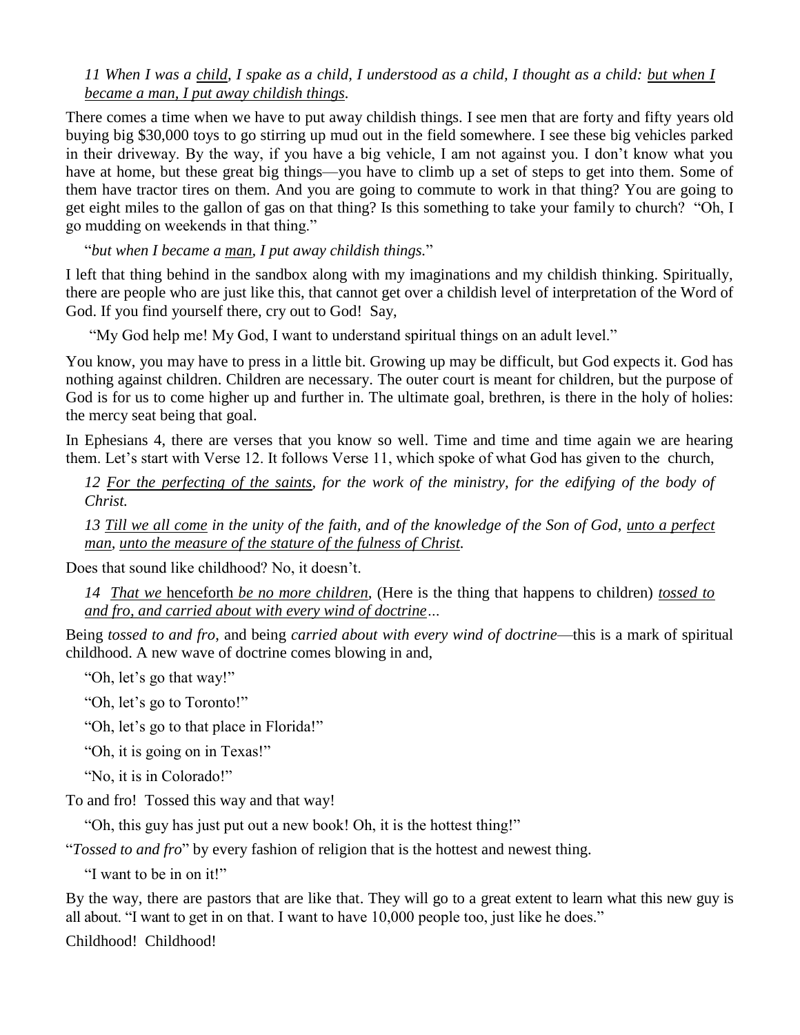*11 When I was a child, I spake as a child, I understood as a child, I thought as a child: but when I became a man, I put away childish things.*

There comes a time when we have to put away childish things. I see men that are forty and fifty years old buying big $30,000 toys to go stirring up mud out in the field somewhere. I see these big vehicles parked in their driveway. By the way, if you have a big vehicle, I am not against you. I don't know what you have at home, but these great big things—you have to climb up a set of steps to get into them. Some of them have tractor tires on them. And you are going to commute to work in that thing? You are going to get eight miles to the gallon of gas on that thing? Is this something to take your family to church? "Oh, I go mudding on weekends in that thing."

"*but when I became a man, I put away childish things.*"

I left that thing behind in the sandbox along with my imaginations and my childish thinking. Spiritually, there are people who are just like this, that cannot get over a childish level of interpretation of the Word of God. If you find yourself there, cry out to God! Say,

"My God help me! My God, I want to understand spiritual things on an adult level."

You know, you may have to press in a little bit. Growing up may be difficult, but God expects it. God has nothing against children. Children are necessary. The outer court is meant for children, but the purpose of God is for us to come higher up and further in. The ultimate goal, brethren, is there in the holy of holies: the mercy seat being that goal.

In Ephesians 4, there are verses that you know so well. Time and time and time again we are hearing them. Let's start with Verse 12. It follows Verse 11, which spoke of what God has given to the church,

*12 For the perfecting of the saints, for the work of the ministry, for the edifying of the body of Christ.*

*13 Till we all come in the unity of the faith, and of the knowledge of the Son of God, unto a perfect man, unto the measure of the stature of the fulness of Christ.*

Does that sound like childhood? No, it doesn't.

*14 That we* henceforth *be no more children,* (Here is the thing that happens to children) *tossed to and fro, and carried about with every wind of doctrine…*

Being *tossed to and fro*, and being *carried about with every wind of doctrine*—this is a mark of spiritual childhood. A new wave of doctrine comes blowing in and,

"Oh, let's go that way!"

"Oh, let's go to Toronto!"

"Oh, let's go to that place in Florida!"

"Oh, it is going on in Texas!"

"No, it is in Colorado!"

To and fro! Tossed this way and that way!

"Oh, this guy has just put out a new book! Oh, it is the hottest thing!"

"*Tossed to and fro*" by every fashion of religion that is the hottest and newest thing.

"I want to be in on it!"

By the way, there are pastors that are like that. They will go to a great extent to learn what this new guy is all about. "I want to get in on that. I want to have 10,000 people too, just like he does."

Childhood! Childhood!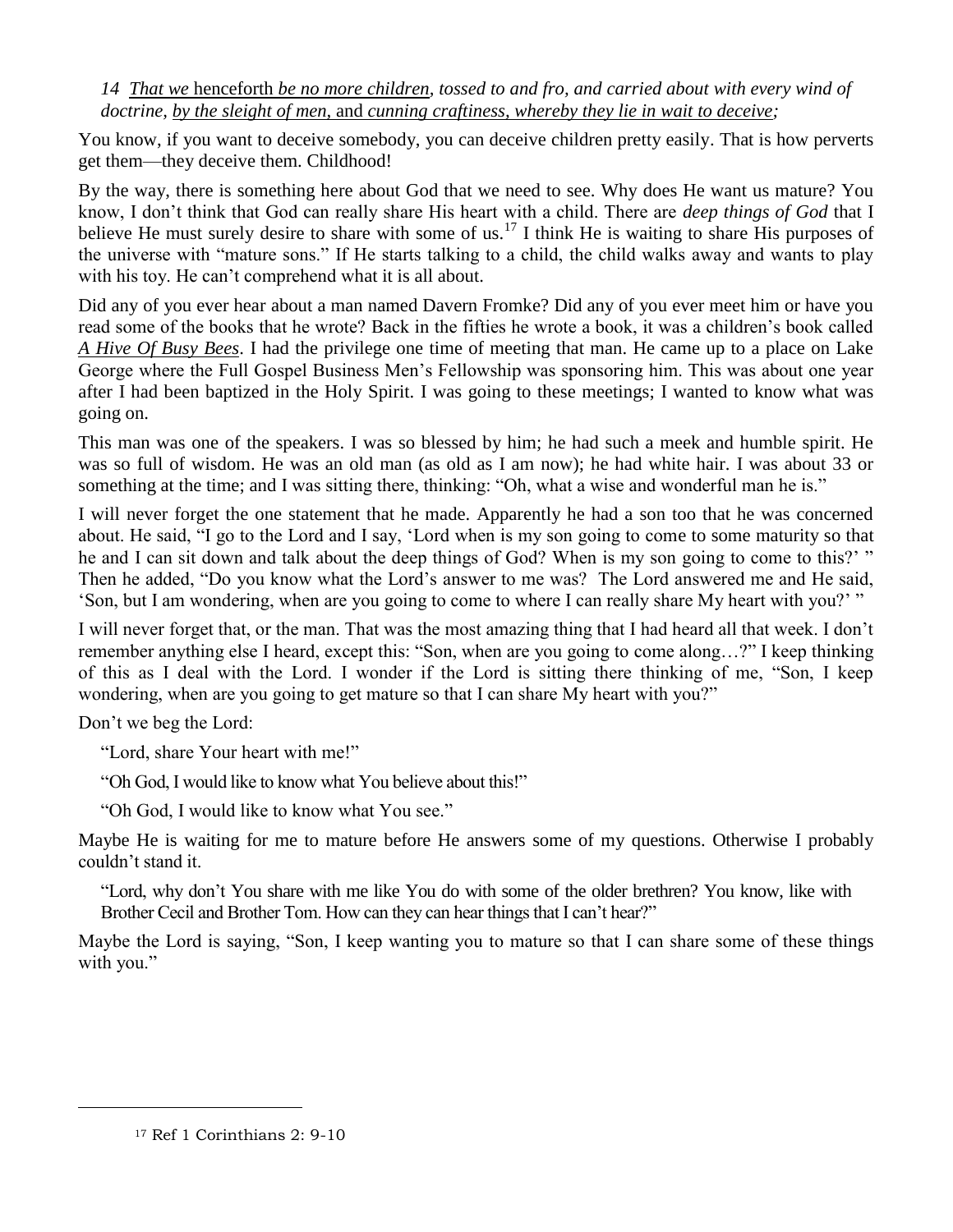*14 <u>That we</u> <u>henceforth</u> <u>be no more children</u>, tossed to and fro, and carried about with every wind of doctrine, <u>by the sleight of men</u>, and <u>cunning craftiness, whereby they lie in wait to deceive</u>;*

You know, if you want to deceive somebody, you can deceive children pretty easily. That is how perverts get them—they deceive them. Childhood!

By the way, there is something here about God that we need to see. Why does He want us mature? You know, I don't think that God can really share His heart with a child. There are *deep things of God* that I believe He must surely desire to share with some of us.[17] I think He is waiting to share His purposes of the universe with "mature sons." If He starts talking to a child, the child walks away and wants to play with his toy. He can't comprehend what it is all about.

Did any of you ever hear about a man named Davern Fromke? Did any of you ever meet him or have you read some of the books that he wrote? Back in the fifties he wrote a book, it was a children's book called <u>*A Hive Of Busy Bees*</u>. I had the privilege one time of meeting that man. He came up to a place on Lake George where the Full Gospel Business Men's Fellowship was sponsoring him. This was about one year after I had been baptized in the Holy Spirit. I was going to these meetings; I wanted to know what was going on.

This man was one of the speakers. I was so blessed by him; he had such a meek and humble spirit. He was so full of wisdom. He was an old man (as old as I am now); he had white hair. I was about 33 or something at the time; and I was sitting there, thinking: "Oh, what a wise and wonderful man he is."

I will never forget the one statement that he made. Apparently he had a son too that he was concerned about. He said, "I go to the Lord and I say, 'Lord when is my son going to come to some maturity so that he and I can sit down and talk about the deep things of God? When is my son going to come to this?' " Then he added, "Do you know what the Lord's answer to me was? The Lord answered me and He said, 'Son, but I am wondering, when are you going to come to where I can really share My heart with you?' "

I will never forget that, or the man. That was the most amazing thing that I had heard all that week. I don't remember anything else I heard, except this: "Son, when are you going to come along…?" I keep thinking of this as I deal with the Lord. I wonder if the Lord is sitting there thinking of me, "Son, I keep wondering, when are you going to get mature so that I can share My heart with you?"

Don't we beg the Lord:

> "Lord, share Your heart with me!"
>
> "Oh God, I would like to know what You believe about this!"
>
> "Oh God, I would like to know what You see."

Maybe He is waiting for me to mature before He answers some of my questions. Otherwise I probably couldn't stand it.

> "Lord, why don't You share with me like You do with some of the older brethren? You know, like with Brother Cecil and Brother Tom. How can they can hear things that I can't hear?"

Maybe the Lord is saying, "Son, I keep wanting you to mature so that I can share some of these things with you."

---

[17] Ref 1 Corinthians 2: 9-10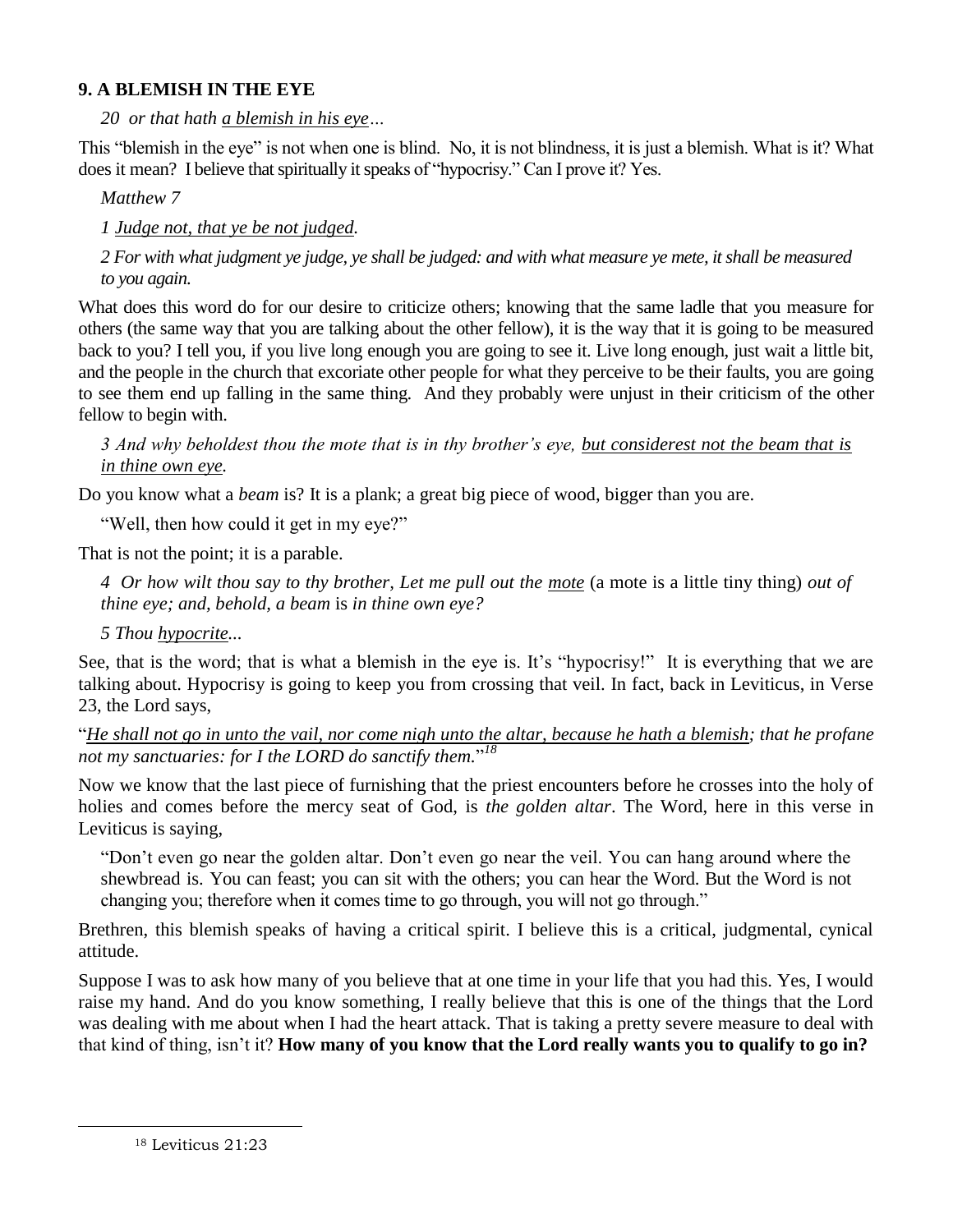## 9. A BLEMISH IN THE EYE

*20 or that hath <u>a blemish in his eye</u>…*

This "blemish in the eye" is not when one is blind. No, it is not blindness, it is just a blemish. What is it? What does it mean? I believe that spiritually it speaks of "hypocrisy." Can I prove it? Yes.

*Matthew 7*

*1 <u>Judge not, that ye be not judged</u>.*

*2 For with what judgment ye judge, ye shall be judged: and with what measure ye mete, it shall be measured to you again.*

What does this word do for our desire to criticize others; knowing that the same ladle that you measure for others (the same way that you are talking about the other fellow), it is the way that it is going to be measured back to you? I tell you, if you live long enough you are going to see it. Live long enough, just wait a little bit, and the people in the church that excoriate other people for what they perceive to be their faults, you are going to see them end up falling in the same thing. And they probably were unjust in their criticism of the other fellow to begin with.

*3 And why beholdest thou the mote that is in thy brother's eye, <u>but considerest not the beam that is in thine own eye</u>.*

Do you know what a *beam* is? It is a plank; a great big piece of wood, bigger than you are.

"Well, then how could it get in my eye?"

That is not the point; it is a parable.

*4 Or how wilt thou say to thy brother, Let me pull out the <u>mote</u>* (a mote is a little tiny thing) *out of thine eye; and, behold, a beam* is *in thine own eye?*

*5 Thou <u>hypocrite</u>...*

See, that is the word; that is what a blemish in the eye is. It's "hypocrisy!" It is everything that we are talking about. Hypocrisy is going to keep you from crossing that veil. In fact, back in Leviticus, in Verse 23, the Lord says,

"*<u>He shall not go in unto the vail, nor come nigh unto the altar, because he hath a blemish</u>; that he profane not my sanctuaries: for I the LORD do sanctify them.*"[18]

Now we know that the last piece of furnishing that the priest encounters before he crosses into the holy of holies and comes before the mercy seat of God, is *the golden altar*. The Word, here in this verse in Leviticus is saying,

> "Don't even go near the golden altar. Don't even go near the veil. You can hang around where the shewbread is. You can feast; you can sit with the others; you can hear the Word. But the Word is not changing you; therefore when it comes time to go through, you will not go through."

Brethren, this blemish speaks of having a critical spirit. I believe this is a critical, judgmental, cynical attitude.

Suppose I was to ask how many of you believe that at one time in your life that you had this. Yes, I would raise my hand. And do you know something, I really believe that this is one of the things that the Lord was dealing with me about when I had the heart attack. That is taking a pretty severe measure to deal with that kind of thing, isn't it? **How many of you know that the Lord really wants you to qualify to go in?**

---

[18] Leviticus 21:23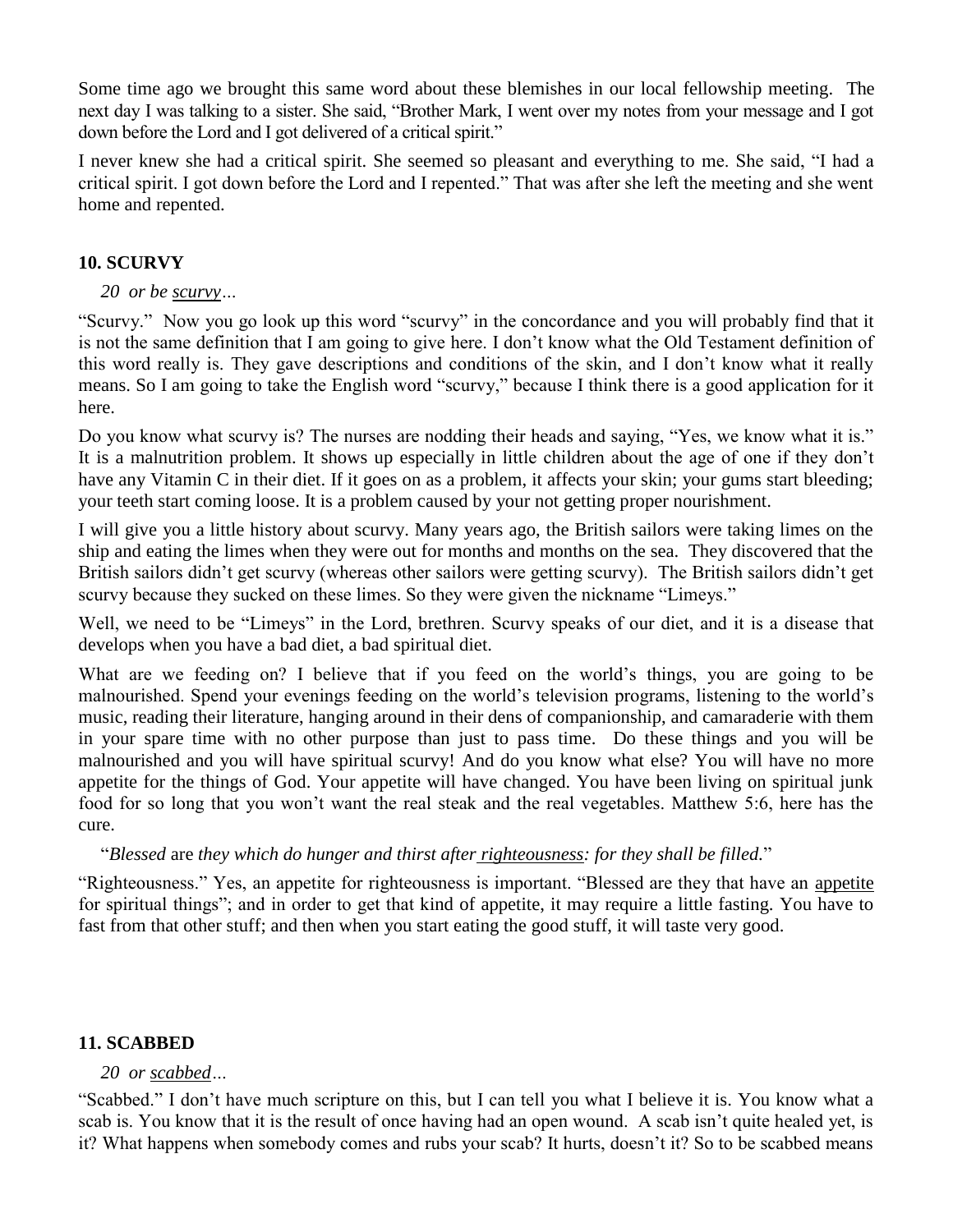Some time ago we brought this same word about these blemishes in our local fellowship meeting. The next day I was talking to a sister. She said, "Brother Mark, I went over my notes from your message and I got down before the Lord and I got delivered of a critical spirit."

I never knew she had a critical spirit. She seemed so pleasant and everything to me. She said, "I had a critical spirit. I got down before the Lord and I repented." That was after she left the meeting and she went home and repented.

### 10. SCURVY

*20 or be* *scurvy…*

"Scurvy." Now you go look up this word "scurvy" in the concordance and you will probably find that it is not the same definition that I am going to give here. I don't know what the Old Testament definition of this word really is. They gave descriptions and conditions of the skin, and I don't know what it really means. So I am going to take the English word "scurvy," because I think there is a good application for it here.

Do you know what scurvy is? The nurses are nodding their heads and saying, "Yes, we know what it is." It is a malnutrition problem. It shows up especially in little children about the age of one if they don't have any Vitamin C in their diet. If it goes on as a problem, it affects your skin; your gums start bleeding; your teeth start coming loose. It is a problem caused by your not getting proper nourishment.

I will give you a little history about scurvy. Many years ago, the British sailors were taking limes on the ship and eating the limes when they were out for months and months on the sea. They discovered that the British sailors didn't get scurvy (whereas other sailors were getting scurvy). The British sailors didn't get scurvy because they sucked on these limes. So they were given the nickname "Limeys."

Well, we need to be "Limeys" in the Lord, brethren. Scurvy speaks of our diet, and it is a disease that develops when you have a bad diet, a bad spiritual diet.

What are we feeding on? I believe that if you feed on the world's things, you are going to be malnourished. Spend your evenings feeding on the world's television programs, listening to the world's music, reading their literature, hanging around in their dens of companionship, and camaraderie with them in your spare time with no other purpose than just to pass time. Do these things and you will be malnourished and you will have spiritual scurvy! And do you know what else? You will have no more appetite for the things of God. Your appetite will have changed. You have been living on spiritual junk food for so long that you won't want the real steak and the real vegetables. Matthew 5:6, here has the cure.

"*Blessed* are *they which do hunger and thirst after* *righteousness*: *for they shall be filled.*"

"Righteousness." Yes, an appetite for righteousness is important. "Blessed are they that have an appetite for spiritual things"; and in order to get that kind of appetite, it may require a little fasting. You have to fast from that other stuff; and then when you start eating the good stuff, it will taste very good.

### 11. SCABBED

*20 or* *scabbed…*

"Scabbed." I don't have much scripture on this, but I can tell you what I believe it is. You know what a scab is. You know that it is the result of once having had an open wound. A scab isn't quite healed yet, is it? What happens when somebody comes and rubs your scab? It hurts, doesn't it? So to be scabbed means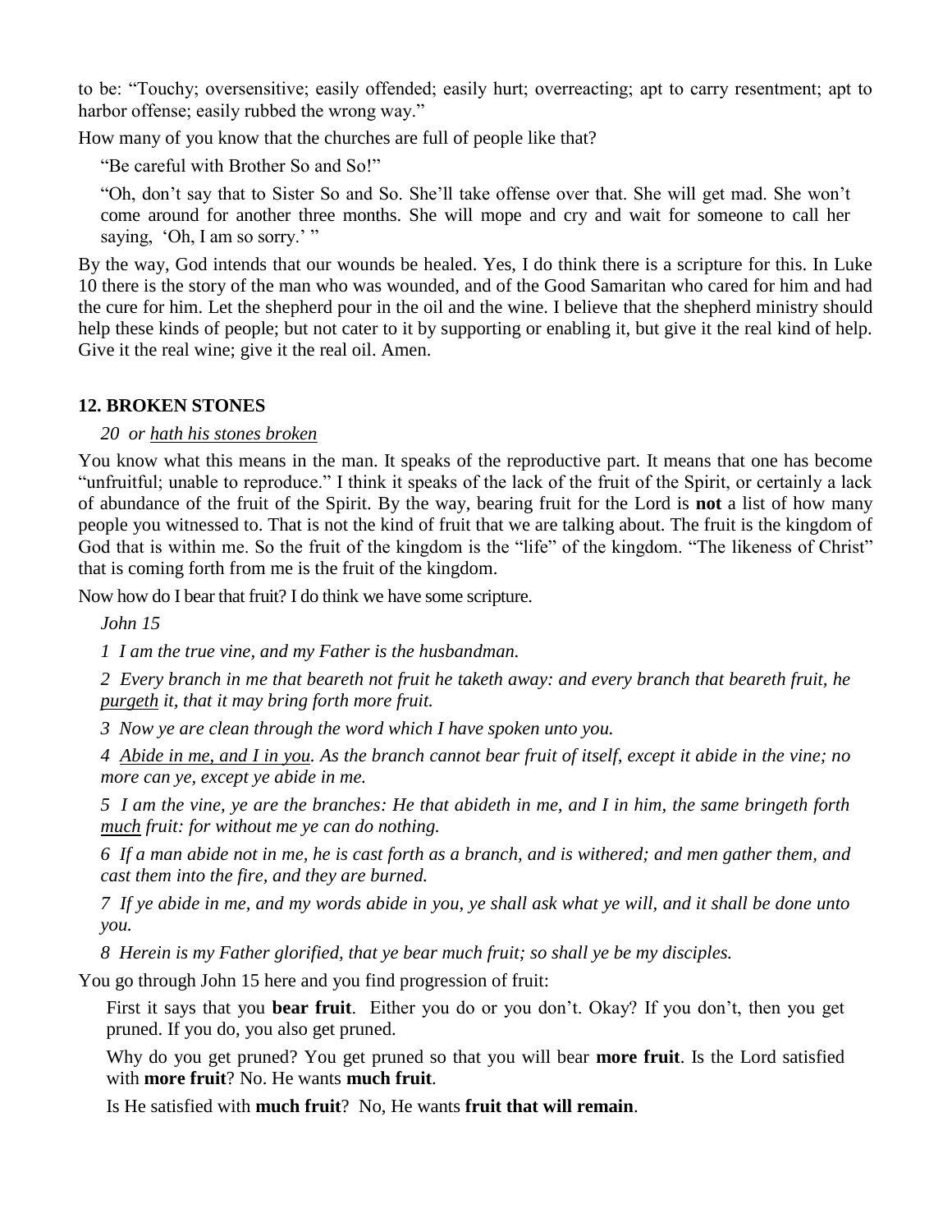to be: "Touchy; oversensitive; easily offended; easily hurt; overreacting; apt to carry resentment; apt to harbor offense; easily rubbed the wrong way."

How many of you know that the churches are full of people like that?

> "Be careful with Brother So and So!"
>
> "Oh, don't say that to Sister So and So. She'll take offense over that. She will get mad. She won't come around for another three months. She will mope and cry and wait for someone to call her saying, 'Oh, I am so sorry.' "

By the way, God intends that our wounds be healed. Yes, I do think there is a scripture for this. In Luke 10 there is the story of the man who was wounded, and of the Good Samaritan who cared for him and had the cure for him. Let the shepherd pour in the oil and the wine. I believe that the shepherd ministry should help these kinds of people; but not cater to it by supporting or enabling it, but give it the real kind of help. Give it the real wine; give it the real oil. Amen.

### 12. BROKEN STONES

> *20 or <u>hath his stones broken</u>*

You know what this means in the man. It speaks of the reproductive part. It means that one has become "unfruitful; unable to reproduce." I think it speaks of the lack of the fruit of the Spirit, or certainly a lack of abundance of the fruit of the Spirit. By the way, bearing fruit for the Lord is **not** a list of how many people you witnessed to. That is not the kind of fruit that we are talking about. The fruit is the kingdom of God that is within me. So the fruit of the kingdom is the "life" of the kingdom. "The likeness of Christ" that is coming forth from me is the fruit of the kingdom.

Now how do I bear that fruit? I do think we have some scripture.

> *John 15*
>
> *1 I am the true vine, and my Father is the husbandman.*
>
> *2 Every branch in me that beareth not fruit he taketh away: and every branch that beareth fruit, he <u>purgeth</u> it, that it may bring forth more fruit.*
>
> *3 Now ye are clean through the word which I have spoken unto you.*
>
> *4 <u>Abide in me, and I in you</u>. As the branch cannot bear fruit of itself, except it abide in the vine; no more can ye, except ye abide in me.*
>
> *5 I am the vine, ye are the branches: He that abideth in me, and I in him, the same bringeth forth <u>much</u> fruit: for without me ye can do nothing.*
>
> *6 If a man abide not in me, he is cast forth as a branch, and is withered; and men gather them, and cast them into the fire, and they are burned.*
>
> *7 If ye abide in me, and my words abide in you, ye shall ask what ye will, and it shall be done unto you.*
>
> *8 Herein is my Father glorified, that ye bear much fruit; so shall ye be my disciples.*

You go through John 15 here and you find progression of fruit:

> First it says that you **bear fruit**. Either you do or you don't. Okay? If you don't, then you get pruned. If you do, you also get pruned.
>
> Why do you get pruned? You get pruned so that you will bear **more fruit**. Is the Lord satisfied with **more fruit**? No. He wants **much fruit**.
>
> Is He satisfied with **much fruit**? No, He wants **fruit that will remain**.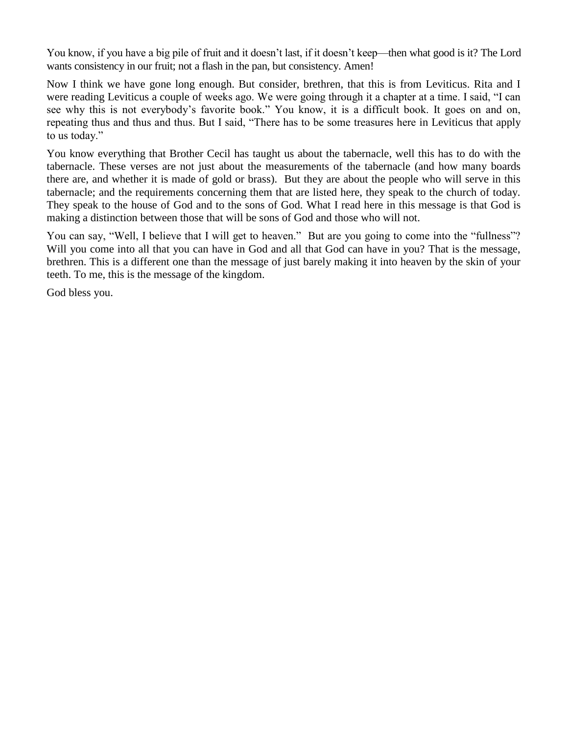You know, if you have a big pile of fruit and it doesn't last, if it doesn't keep—then what good is it? The Lord wants consistency in our fruit; not a flash in the pan, but consistency. Amen!

Now I think we have gone long enough. But consider, brethren, that this is from Leviticus. Rita and I were reading Leviticus a couple of weeks ago. We were going through it a chapter at a time. I said, "I can see why this is not everybody's favorite book." You know, it is a difficult book. It goes on and on, repeating thus and thus and thus. But I said, "There has to be some treasures here in Leviticus that apply to us today."

You know everything that Brother Cecil has taught us about the tabernacle, well this has to do with the tabernacle. These verses are not just about the measurements of the tabernacle (and how many boards there are, and whether it is made of gold or brass). But they are about the people who will serve in this tabernacle; and the requirements concerning them that are listed here, they speak to the church of today. They speak to the house of God and to the sons of God. What I read here in this message is that God is making a distinction between those that will be sons of God and those who will not.

You can say, "Well, I believe that I will get to heaven." But are you going to come into the "fullness"? Will you come into all that you can have in God and all that God can have in you? That is the message, brethren. This is a different one than the message of just barely making it into heaven by the skin of your teeth. To me, this is the message of the kingdom.

God bless you.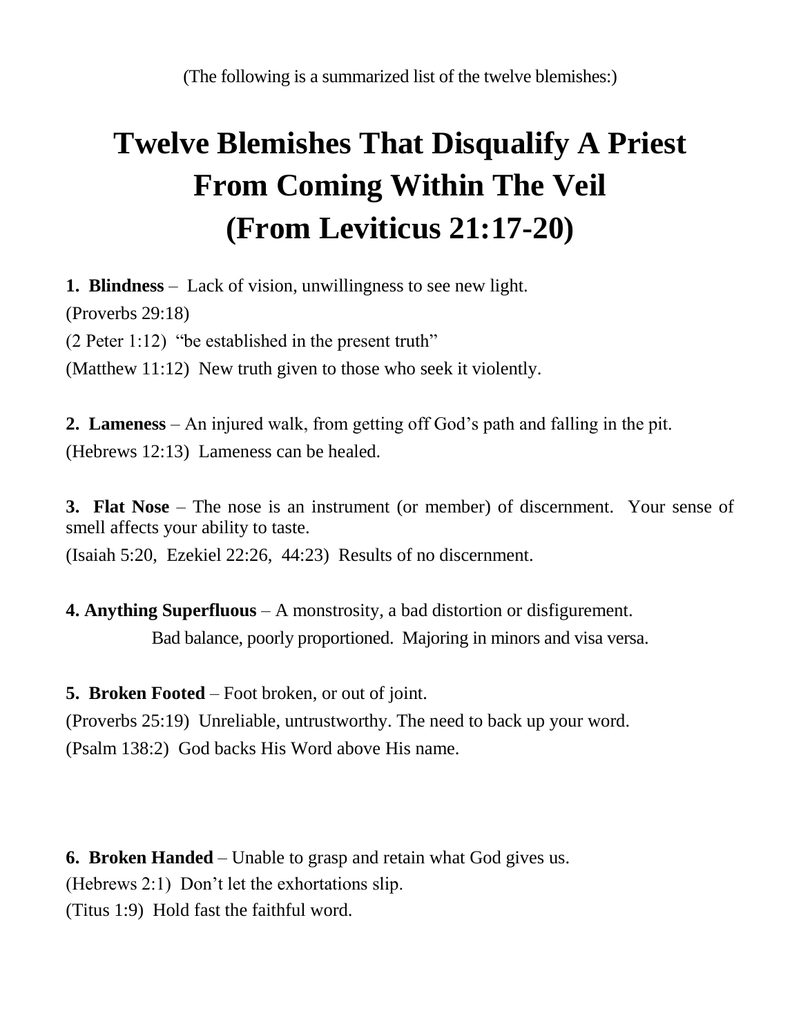(The following is a summarized list of the twelve blemishes:)

# Twelve Blemishes That Disqualify A Priest From Coming Within The Veil (From Leviticus 21:17-20)

**1. Blindness** – Lack of vision, unwillingness to see new light.

(Proverbs 29:18)

(2 Peter 1:12) "be established in the present truth"

(Matthew 11:12) New truth given to those who seek it violently.

**2. Lameness** – An injured walk, from getting off God's path and falling in the pit.

(Hebrews 12:13) Lameness can be healed.

**3. Flat Nose** – The nose is an instrument (or member) of discernment. Your sense of smell affects your ability to taste.

(Isaiah 5:20, Ezekiel 22:26, 44:23) Results of no discernment.

**4. Anything Superfluous** – A monstrosity, a bad distortion or disfigurement.

Bad balance, poorly proportioned. Majoring in minors and visa versa.

**5. Broken Footed** – Foot broken, or out of joint.

(Proverbs 25:19) Unreliable, untrustworthy. The need to back up your word.

(Psalm 138:2) God backs His Word above His name.

**6. Broken Handed** – Unable to grasp and retain what God gives us.

(Hebrews 2:1) Don't let the exhortations slip.

(Titus 1:9) Hold fast the faithful word.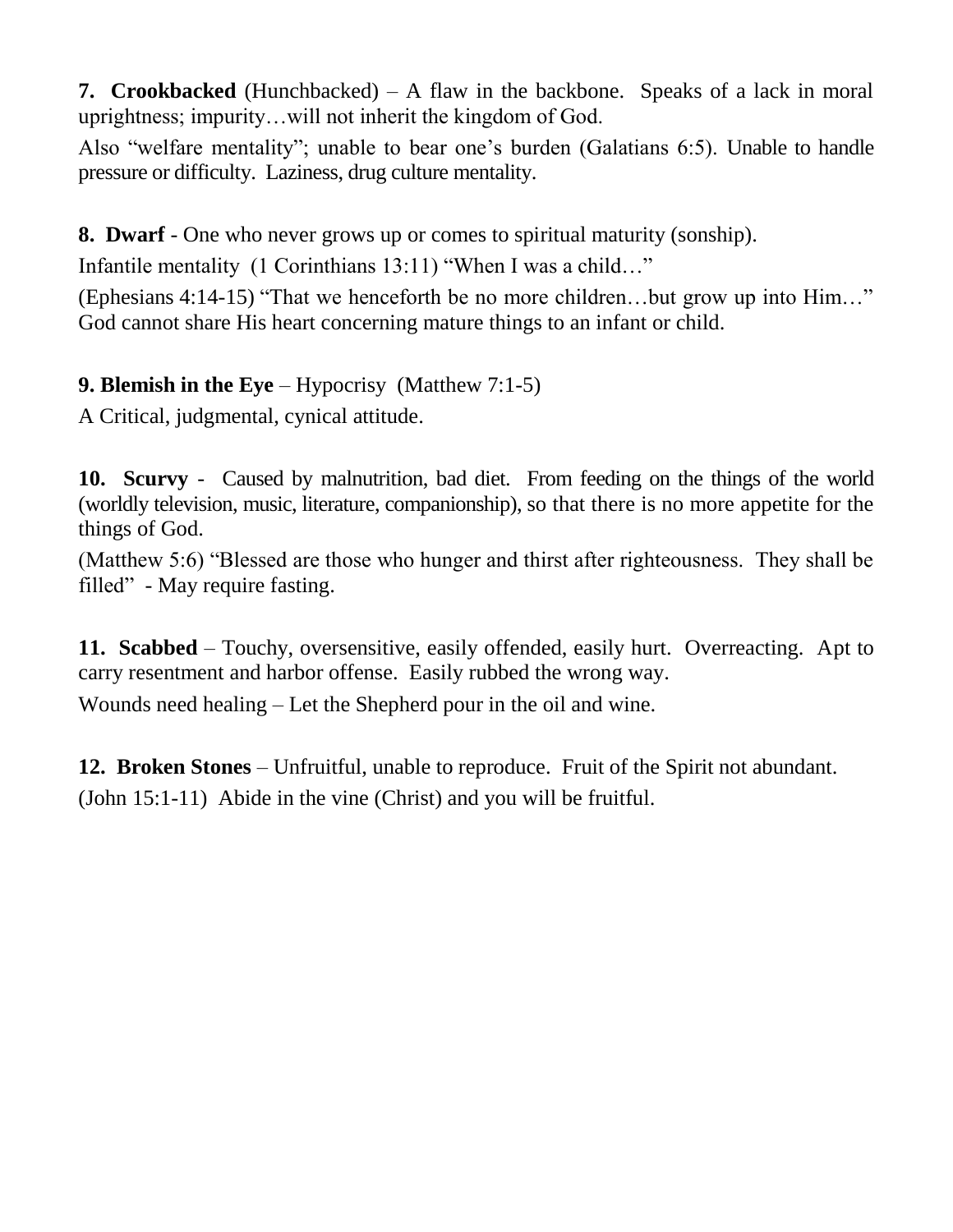**7. Crookbacked** (Hunchbacked) – A flaw in the backbone. Speaks of a lack in moral uprightness; impurity…will not inherit the kingdom of God.

Also "welfare mentality"; unable to bear one's burden (Galatians 6:5). Unable to handle pressure or difficulty. Laziness, drug culture mentality.

**8. Dwarf** - One who never grows up or comes to spiritual maturity (sonship).

Infantile mentality (1 Corinthians 13:11) "When I was a child…"

(Ephesians 4:14-15) "That we henceforth be no more children…but grow up into Him…" God cannot share His heart concerning mature things to an infant or child.

**9. Blemish in the Eye** – Hypocrisy (Matthew 7:1-5)

A Critical, judgmental, cynical attitude.

**10. Scurvy** - Caused by malnutrition, bad diet. From feeding on the things of the world (worldly television, music, literature, companionship), so that there is no more appetite for the things of God.

(Matthew 5:6) "Blessed are those who hunger and thirst after righteousness. They shall be filled" - May require fasting.

**11. Scabbed** – Touchy, oversensitive, easily offended, easily hurt. Overreacting. Apt to carry resentment and harbor offense. Easily rubbed the wrong way.

Wounds need healing – Let the Shepherd pour in the oil and wine.

**12. Broken Stones** – Unfruitful, unable to reproduce. Fruit of the Spirit not abundant.

(John 15:1-11) Abide in the vine (Christ) and you will be fruitful.